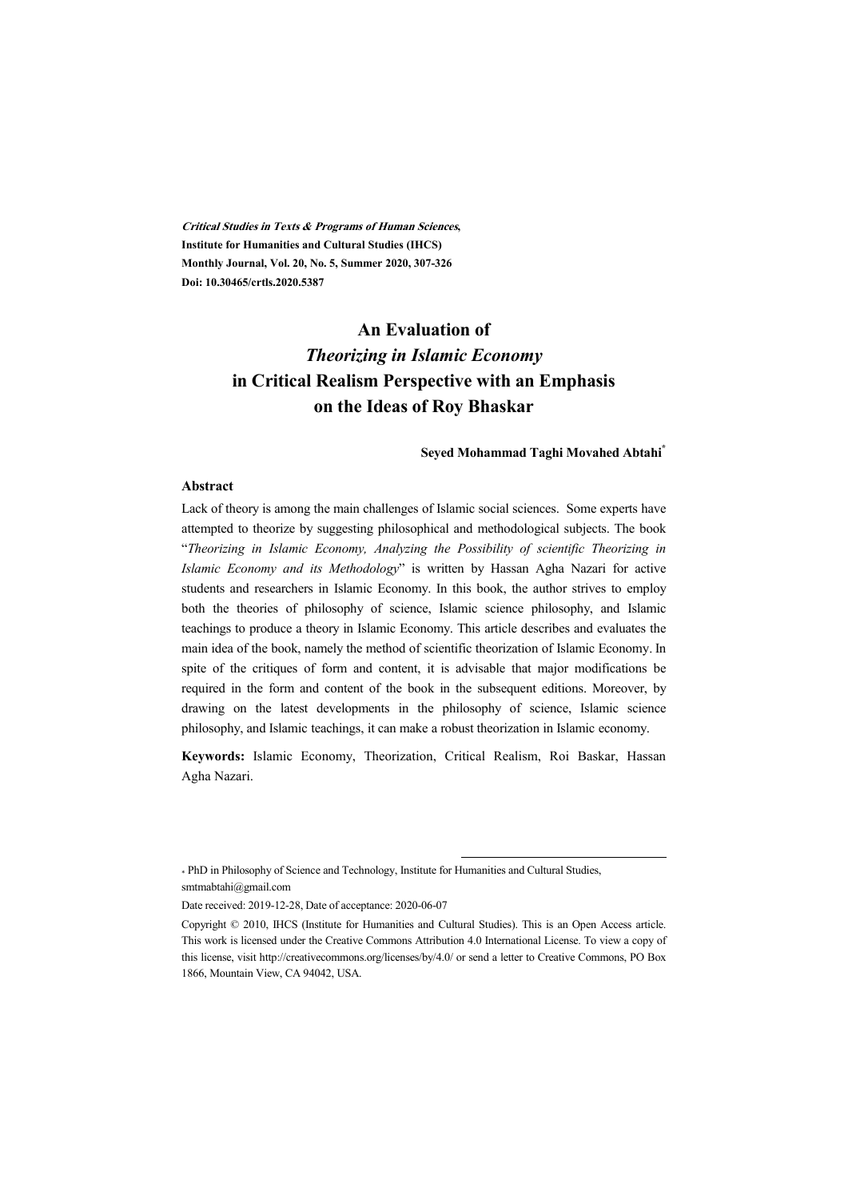***Critical Studies in Texts & Programs of Human Sciences*,**
**Institute for Humanities and Cultural Studies (IHCS)**
**Monthly Journal, Vol. 20, No. 5, Summer 2020, 307-326**
**Doi: 10.30465/crtls.2020.5387**

# An Evaluation of *Theorizing in Islamic Economy* in Critical Realism Perspective with an Emphasis on the Ideas of Roy Bhaskar

**Seyed Mohammad Taghi Movahed Abtahi***

### Abstract

Lack of theory is among the main challenges of Islamic social sciences. Some experts have attempted to theorize by suggesting philosophical and methodological subjects. The book "*Theorizing in Islamic Economy, Analyzing the Possibility of scientific Theorizing in Islamic Economy and its Methodology*" is written by Hassan Agha Nazari for active students and researchers in Islamic Economy. In this book, the author strives to employ both the theories of philosophy of science, Islamic science philosophy, and Islamic teachings to produce a theory in Islamic Economy. This article describes and evaluates the main idea of the book, namely the method of scientific theorization of Islamic Economy. In spite of the critiques of form and content, it is advisable that major modifications be required in the form and content of the book in the subsequent editions. Moreover, by drawing on the latest developments in the philosophy of science, Islamic science philosophy, and Islamic teachings, it can make a robust theorization in Islamic economy.

**Keywords:** Islamic Economy, Theorization, Critical Realism, Roi Baskar, Hassan Agha Nazari.

---

\* PhD in Philosophy of Science and Technology, Institute for Humanities and Cultural Studies, smtmabtahi@gmail.com

Date received: 2019-12-28, Date of acceptance: 2020-06-07

Copyright © 2010, IHCS (Institute for Humanities and Cultural Studies). This is an Open Access article. This work is licensed under the Creative Commons Attribution 4.0 International License. To view a copy of this license, visit http://creativecommons.org/licenses/by/4.0/ or send a letter to Creative Commons, PO Box 1866, Mountain View, CA 94042, USA.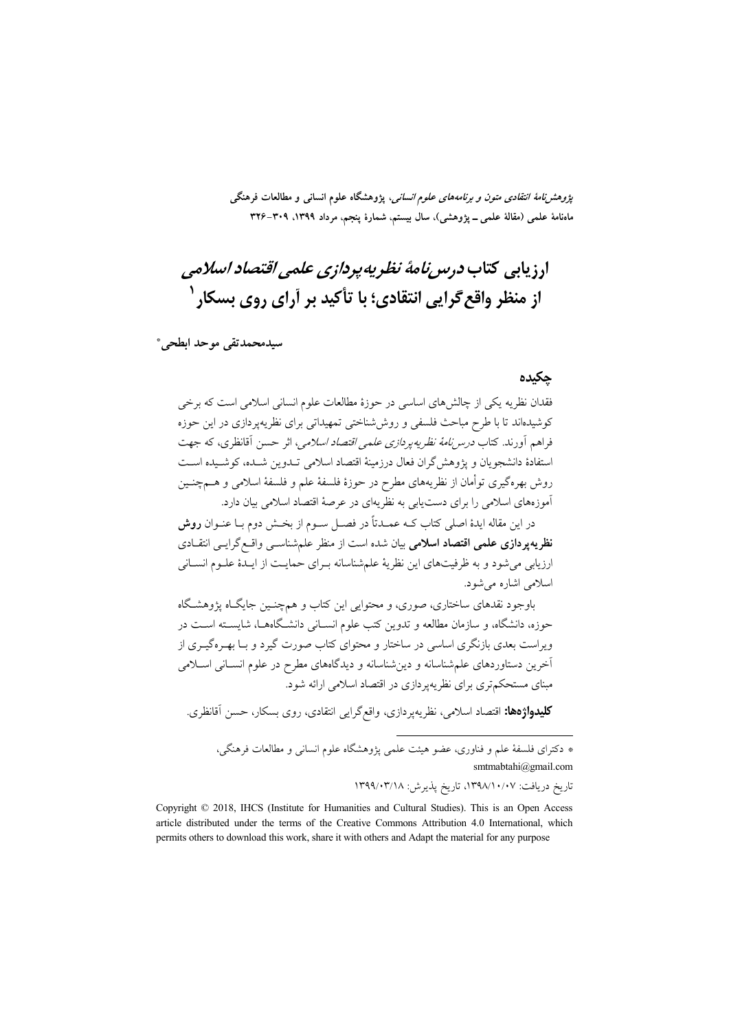# ارزیابی کتاب *درس‌نامهٔ نظریه‌پردازی علمی اقتصاد اسلامی* از منظر واقع‌گرایی انتقادی؛ با تأکید بر آرای روی بسکار[1]

**سیدمحمدتقی موحد ابطحی***

## چکیده

فقدان نظریه یکی از چالش‌های اساسی در حوزهٔ مطالعات علوم انسانی اسلامی است که برخی کوشیده‌اند تا با طرح مباحث فلسفی و روش‌شناختی تمهیداتی برای نظریه‌پردازی در این حوزه فراهم آورند. کتاب *درس‌نامهٔ نظریه‌پردازی علمی اقتصاد اسلامی*، اثر حسن آقانظری، که جهت استفادهٔ دانشجویان و پژوهش‌گران فعال درزمینهٔ اقتصاد اسلامی تـدوین شـده، کوشیـده اسـت روش بهره‌گیری توأمان از نظریه‌های مطرح در حوزهٔ فلسفهٔ علم و فلسفهٔ اسلامی و هـم‌چنـین آموزه‌های اسلامی را برای دست‌یابی به نظریه‌ای در عرصهٔ اقتصاد اسلامی بیان دارد.

در این مقاله ایدهٔ اصلی کتاب کـه عمـدتاً در فصـل سـوم از بخـش دوم بـا عنـوان **روش نظریه‌پردازی علمی اقتصاد اسلامی** بیان شده است از منظر علم‌شناسـی واقـع‌گرایـی انتقـادی ارزیابی می‌شود و به ظرفیت‌های این نظریهٔ علم‌شناسانه بـرای حمایـت از ایـدهٔ علـوم انسـانی اسلامی اشاره می‌شود.

باوجود نقدهای ساختاری، صوری، و محتوایی این کتاب و هم‌چنـین جایگـاه پژوهشـگاه حوزه، دانشگاه، و سازمان مطالعه و تدوین کتب علوم انسـانی دانشـگاه‌هـا، شایسـته اسـت در ویراست بعدی بازنگری اساسی در ساختار و محتوای کتاب صورت گیرد و بـا بهـره‌گیـری از آخرین دستاوردهای علم‌شناسانه و دین‌شناسانه و دیدگاه‌های مطرح در علوم انسـانی اسـلامی مبنای مستحکم‌تری برای نظریه‌پردازی در اقتصاد اسلامی ارائه شود.

**کلیدواژه‌ها:** اقتصاد اسلامی، نظریه‌پردازی، واقع‌گرایی انتقادی، روی بسکار، حسن آقانظری.

---

* دکترای فلسفهٔ علم و فناوری، عضو هیئت علمی پژوهشگاه علوم انسانی و مطالعات فرهنگی، smtmabtahi@gmail.com

تاریخ دریافت: ۱۳۹۸/۱۰/۰۷، تاریخ پذیرش: ۱۳۹۹/۰۳/۱۸

Copyright © 2018, IHCS (Institute for Humanities and Cultural Studies). This is an Open Access article distributed under the terms of the Creative Commons Attribution 4.0 International, which permits others to download this work, share it with others and Adapt the material for any purpose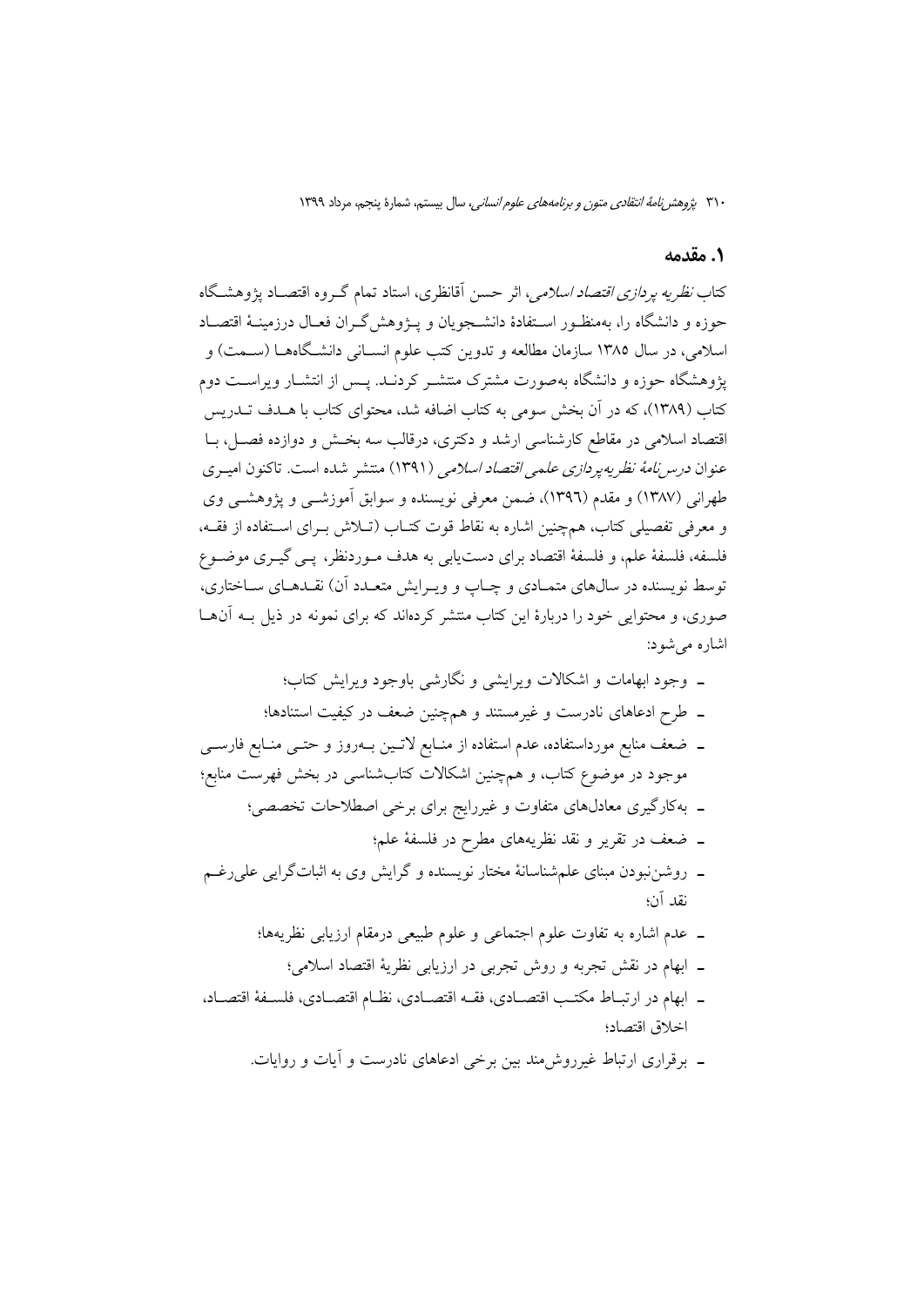## ۱. مقدمه

کتاب *نظریه پردازی اقتصاد اسلامی*، اثر حسن آقانظری، استاد تمام گروه اقتصاد پژوهشگاه حوزه و دانشگاه را، به‌منظور استفادهٔ دانشجویان و پژوهش‌گران فعال درزمینهٔ اقتصاد اسلامی، در سال ۱۳۸۵ سازمان مطالعه و تدوین کتب علوم انسانی دانشگاه‌ها (سمت) و پژوهشگاه حوزه و دانشگاه به‌صورت مشترک منتشر کردند. پس از انتشار ویراست دوم کتاب (۱۳۸۹)، که در آن بخش سومی به کتاب اضافه شد، محتوای کتاب با هدف تدریس اقتصاد اسلامی در مقاطع کارشناسی ارشد و دکتری، درقالب سه بخش و دوازده فصل، با عنوان *درس‌نامهٔ نظریه‌پردازی علمی اقتصاد اسلامی* (۱۳۹۱) منتشر شده است. تاکنون امیری طهرانی (۱۳۸۷) و مقدم (۱۳۹۶)، ضمن معرفی نویسنده و سوابق آموزشی و پژوهشی وی و معرفی تفصیلی کتاب، هم‌چنین اشاره به نقاط قوت کتاب (تلاش برای استفاده از فقه، فلسفه، فلسفهٔ علم، و فلسفهٔ اقتصاد برای دست‌یابی به هدف موردنظر، پی گیری موضوع توسط نویسنده در سال‌های متمادی و چاپ و ویرایش متعدد آن) نقدهای ساختاری، صوری، و محتوایی خود را دربارهٔ این کتاب منتشر کرده‌اند که برای نمونه در ذیل به آن‌ها اشاره می‌شود:

- وجود ابهامات و اشکالات ویرایشی و نگارشی باوجود ویرایش کتاب؛
- طرح ادعاهای نادرست و غیرمستند و هم‌چنین ضعف در کیفیت استنادها؛
- ضعف منابع مورداستفاده، عدم استفاده از منابع لاتین به‌روز و حتی منابع فارسی موجود در موضوع کتاب، و هم‌چنین اشکالات کتاب‌شناسی در بخش فهرست منابع؛
- به‌کارگیری معادل‌های متفاوت و غیررایج برای برخی اصطلاحات تخصصی؛
- ضعف در تقریر و نقد نظریه‌های مطرح در فلسفهٔ علم؛
- روشن‌نبودن مبنای علم‌شناسانهٔ مختار نویسنده و گرایش وی به اثبات‌گرایی علی‌رغم نقد آن؛
- عدم اشاره به تفاوت علوم اجتماعی و علوم طبیعی درمقام ارزیابی نظریه‌ها؛
- ابهام در نقش تجربه و روش تجربی در ارزیابی نظریهٔ اقتصاد اسلامی؛
- ابهام در ارتباط مکتب اقتصادی، فقه اقتصادی، نظام اقتصادی، فلسفهٔ اقتصاد، اخلاق اقتصاد؛
- برقراری ارتباط غیرروش‌مند بین برخی ادعاهای نادرست و آیات و روایات.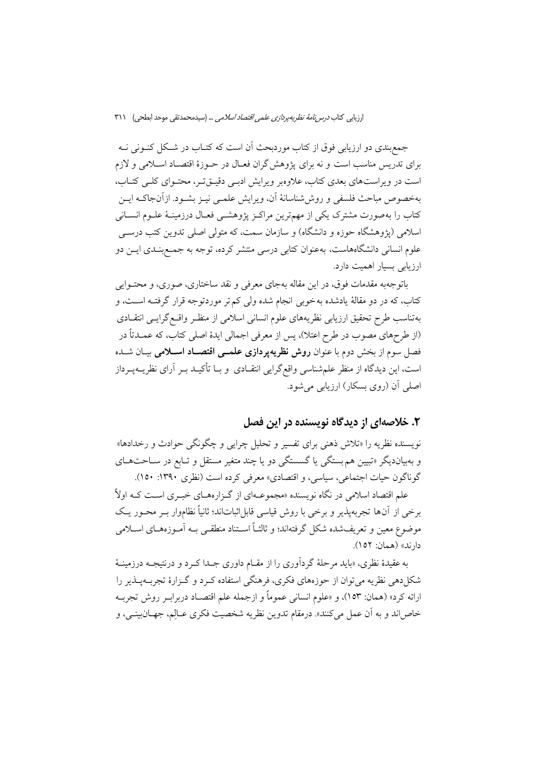جمع‌بندی دو ارزیابی فوق از کتاب موردبحث آن است که کتاب در شکل کنونی نه برای تدریس مناسب است و نه برای پژوهش‌گران فعال در حوزهٔ اقتصاد اسلامی و لازم است در ویراست‌های بعدی کتاب، علاوه‌بر ویرایش ادبی دقیق‌تر، محتوای کلی کتاب، به‌خصوص مباحث فلسفی و روش‌شناسانهٔ آن، ویرایش علمی نیز بشود. ازآن‌جاکه این کتاب را به‌صورت مشترک یکی از مهم‌ترین مراکز پژوهشی فعال درزمینهٔ علوم انسانی اسلامی (پژوهشگاه حوزه و دانشگاه) و سازمان سمت، که متولی اصلی تدوین کتب درسی علوم انسانی دانشگاه‌هاست، به‌عنوان کتابی درسی منتشر کرده، توجه به جمع‌بندی این دو ارزیابی بسیار اهمیت دارد.

باتوجه‌به مقدمات فوق، در این مقاله به‌جای معرفی و نقد ساختاری، صوری، و محتوایی کتاب، که در دو مقالهٔ یادشده به‌خوبی انجام شده ولی کم‌تر موردتوجه قرار گرفته است، و به‌تناسب طرح تحقیق ارزیابی نظریه‌های علوم انسانی اسلامی از منظر واقع‌گرایی انتقادی (از طرح‌های مصوب در طرح اعتلا)، پس از معرفی اجمالی ایدهٔ اصلی کتاب، که عمدتاً در فصل سوم از بخش دوم با عنوان **روش نظریه‌پردازی علمی اقتصاد اسلامی** بیان شده است، این دیدگاه از منظر علم‌شناسی واقع‌گرایی انتقادی و با تأکید بر آرای نظریه‌پرداز اصلی آن (روی بسکار) ارزیابی می‌شود.

## ۲. خلاصه‌ای از دیدگاه نویسنده در این فصل

نویسنده نظریه را «تلاش ذهنی برای تفسیر و تحلیل چرایی و چگونگی حوادث و رخدادها» و به‌بیان‌دیگر «تبیین هم‌بستگی یا گسستگی دو یا چند متغیر مستقل و تابع در ساحت‌های گوناگون حیات اجتماعی، سیاسی، و اقتصادی» معرفی کرده است (نظری ۱۳۹۰: ۱۵۰).

علم اقتصاد اسلامی در نگاه نویسنده «مجموعه‌ای از گزاره‌های خبری است که اولاً برخی از آن‌ها تجربه‌پذیر و برخی با روش قیاسی قابل‌اثبات‌اند؛ ثانیاً نظام‌وار بر محور یک موضوع معین و تعریف‌شده شکل گرفته‌اند؛ و ثالثاً استناد منطقی به آموزه‌های اسلامی دارند» (همان: ۱۵۲).

به عقیدهٔ نظری، «باید مرحلهٔ گردآوری را از مقام داوری جدا کرد و درنتیجه درزمینهٔ شکل‌دهی نظریه می‌توان از حوزه‌های فکری، فرهنگی استفاده کرد و گزارهٔ تجربه‌پذیر را ارائه کرد» (همان: ۱۵۳)، و «علوم انسانی عموماً و ازجمله علم اقتصاد دربرابر روش تجربه خاص‌اند و به آن عمل می‌کنند». درمقام تدوین نظریه شخصیت فکری عالِم، جهان‌بینی، و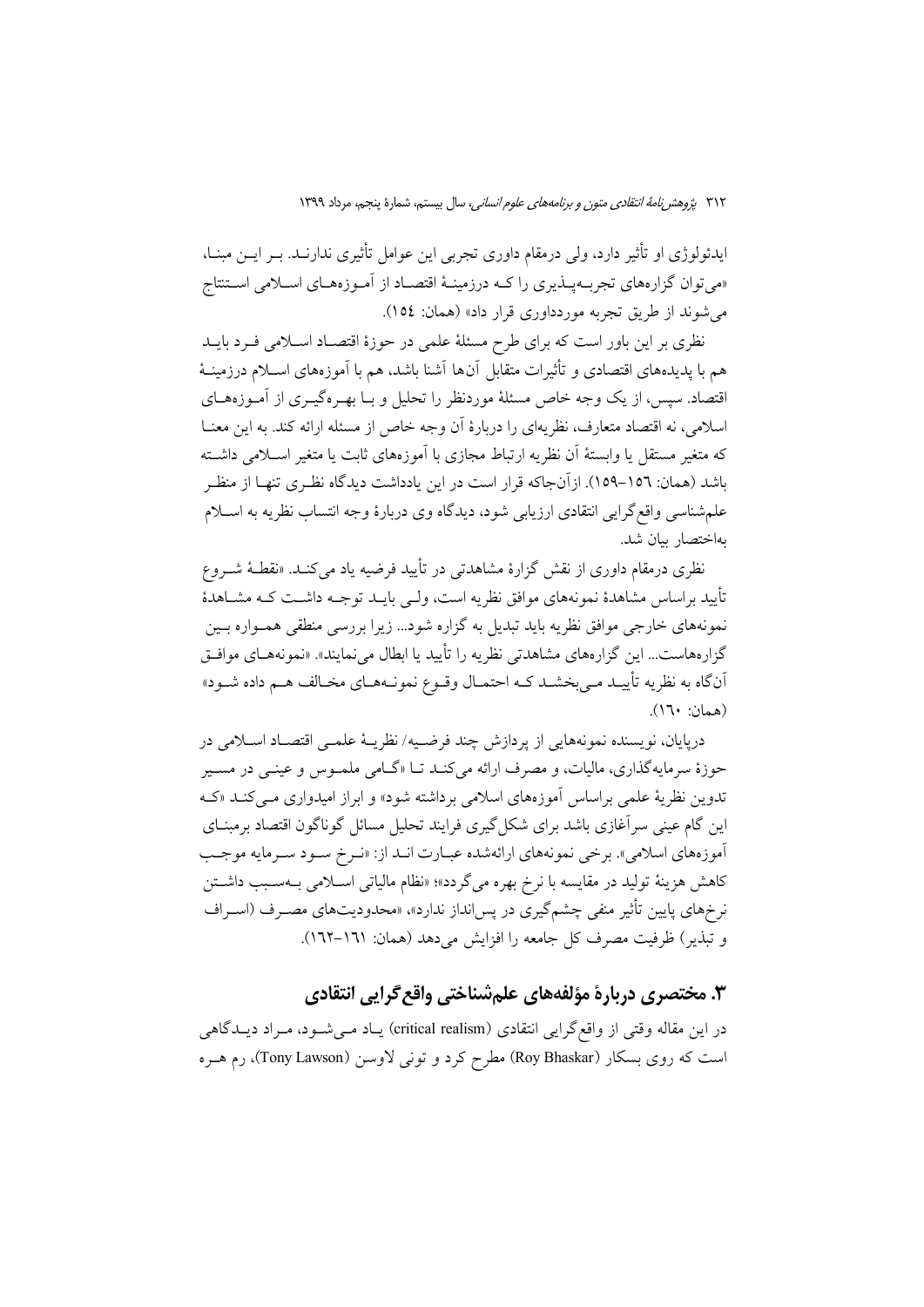ایدئولوژی او تأثیر دارد، ولی درمقام داوری تجربی این عوامل تأثیری ندارند. بر این مبنا، «می‌توان گزاره‌های تجربه‌پذیری را که درزمینهٔ اقتصاد از آموزه‌های اسلامی استنتاج می‌شوند از طریق تجربه مورد‌داوری قرار داد» (همان: ١٥٤).

نظری بر این باور است که برای طرح مسئلهٔ علمی در حوزهٔ اقتصاد اسلامی فرد باید هم با پدیده‌های اقتصادی و تأثیرات متقابل آن‌ها آشنا باشد، هم با آموزه‌های اسلام درزمینهٔ اقتصاد. سپس، از یک وجه خاص مسئلهٔ موردنظر را تحلیل و با بهره‌گیری از آموزه‌های اسلامی، نه اقتصاد متعارف، نظریه‌ای را دربارهٔ آن وجه خاص از مسئله ارائه کند. به این معنا که متغیر مستقل یا وابستهٔ آن نظریه ارتباط مجازی با آموزه‌های ثابت یا متغیر اسلامی داشته باشد (همان: ١٥٦-١٥٩). ازآن‌جاکه قرار است در این یادداشت دیدگاه نظری تنها از منظر علم‌شناسی واقع‌گرایی انتقادی ارزیابی شود، دیدگاه وی دربارهٔ وجه انتساب نظریه به اسلام به‌اختصار بیان شد.

نظری درمقام داوری از نقش گزارهٔ مشاهدتی در تأیید فرضیه یاد می‌کند. «نقطهٔ شروع تأیید براساس مشاهدهٔ نمونه‌های موافق نظریه است، ولی باید توجه داشت که مشاهدهٔ نمونه‌های خارجی موافق نظریه باید تبدیل به گزاره شود... زیرا بررسی منطقی همواره بین گزاره‌هاست... این گزاره‌های مشاهدتی نظریه را تأیید یا ابطال می‌نمایند». «نمونه‌های موافق آن‌گاه به نظریه تأیید می‌بخشد که احتمال وقوع نمونه‌های مخالف هم داده شود» (همان: ١٦٠).

درپایان، نویسنده نمونه‌هایی از پردازش چند فرضیه/ نظریهٔ علمی اقتصاد اسلامی در حوزهٔ سرمایه‌گذاری، مالیات، و مصرف ارائه می‌کند تا «گامی ملموس و عینی در مسیر تدوین نظریهٔ علمی براساس آموزه‌های اسلامی برداشته شود» و ابراز امیدواری می‌کند «که این گام عینی سرآغازی باشد برای شکل‌گیری فرایند تحلیل مسائل گوناگون اقتصاد برمبنای آموزه‌های اسلامی». برخی نمونه‌های ارائه‌شده عبارت اند از: «نرخ سود سرمایه موجب کاهش هزینهٔ تولید در مقایسه با نرخ بهره می‌گردد»؛ «نظام مالیاتی اسلامی به‌سبب داشتن نرخ‌های پایین تأثیر منفی چشم‌گیری در پس‌انداز ندارد»، «محدودیت‌های مصرف (اسراف و تبذیر) ظرفیت مصرف کل جامعه را افزایش می‌دهد (همان: ١٦١-١٦٢).

## ۳. مختصری دربارهٔ مؤلفه‌های علم‌شناختی واقع‌گرایی انتقادی

در این مقاله وقتی از واقع‌گرایی انتقادی (critical realism) یاد می‌شود، مراد دیدگاهی است که روی بسکار (Roy Bhaskar) مطرح کرد و تونی لاوسن (Tony Lawson)، رم هره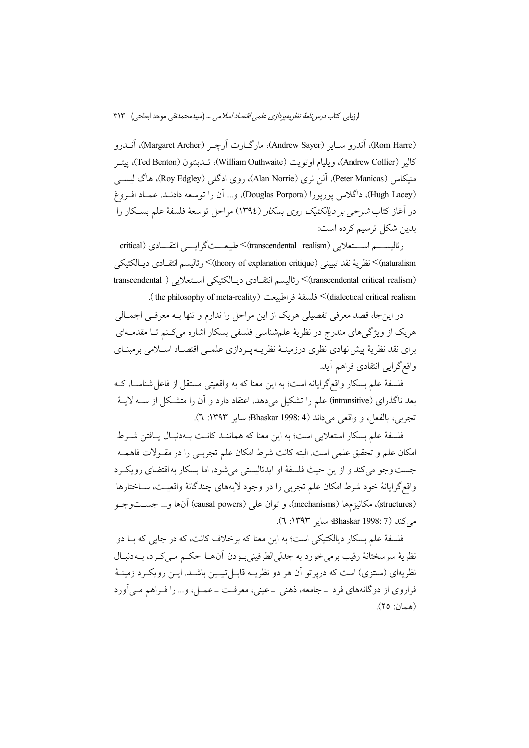(Rom Harre)، آندرو سایر (Andrew Sayer)، مارگارت آرچر (Margaret Archer)، آندرو کالیر (Andrew Collier)، ویلیام اوتویت (William Outhwaite)، تدبنتون (Ted Benton)، پیتر منیکاس (Peter Manicas)، آلن نری (Alan Norrie)، روی ادگلی (Roy Edgley)، هاگ لیسی (Hugh Lacey)، داگلاس پورپورا (Douglas Porpora)، و... آن را توسعه دادند. عماد افروغ در آغاز کتاب *شرحی بر دیالکتیک روی بسکار* (۱۳۹٤) مراحل توسعهٔ فلسفهٔ علم بسکار را بدین شکل ترسیم کرده است:

رئالیسم استعلایی (transcendental realism)> طبیعت‌گرایی انتقادی (critical naturalism)> نظریهٔ نقد تبیینی (theory of explanation critique)> رئالیسم انتقادی دیالکتیکی (transcendental critical realism)> رئالیسم انتقادی دیالکتیکی استعلایی (transcendental dialectical critical realism)> فلسفهٔ فراطبیعت (the philosophy of meta-reality).

در این‌جا، قصد معرفی تفصیلی هریک از این مراحل را ندارم و تنها بـه معرفـی اجمـالی هریک از ویژگی‌های مندرج در نظریهٔ علم‌شناسی فلسفی بسکار اشاره می‌کنم تـا مقدمـه‌ای برای نقد نظریهٔ پیش‌نهادی نظری درزمینهٔ نظریه‌پـردازی علمـی اقتصـاد اسـلامی برمبنـای واقع‌گرایی انتقادی فراهم آید.

فلسفهٔ علم بسکار واقع‌گرایانه است؛ به این معنا که به واقعیتی مستقل از فاعل‌شناسـا، کـه بعد ناگذرای (intransitive) علم را تشکیل می‌دهد، اعتقاد دارد و آن را متشـکل از سـه لایـهٔ تجربی، بالفعل، و واقعی می‌داند (Bhaskar 1998: 4؛ سایر ۱۳۹۳: ٦).

فلسفهٔ علم بسکار استعلایی است؛ به این معنا که هماننـد کانـت بـه‌دنبـال یـافتن شـرط امکان علم و تحقیق علمی است. البته کانت شرط امکان علم تجربـی را در مقـولات فاهمـه جست‌وجو می‌کند و از این حیث فلسفهٔ او ایدئالیستی می‌شود، اما بسکار به‌اقتضای رویکـرد واقع‌گرایانهٔ خود شرط امکان علم تجربی را در وجود لایه‌های چندگانهٔ واقعیـت، سـاختارها (structures)، مکانیزم‌ها (mechanisms)، و توان علی (causal powers) آن‌ها و... جسـت‌وجـو می‌کند (Bhaskar 1998: 7؛ سایر ۱۳۹۳: ٦).

فلسفهٔ علم بسکار دیالکتیکی است؛ به این معنا که برخلاف کانت، که در جایی که بـا دو نظریهٔ سرسختانهٔ رقیب برمی‌خورد به جدلی‌الطرفینی‌بـودن آن‌هـا حکـم مـی‌کـرد، بـه‌دنبـال نظریه‌ای (سنتزی) است که درپرتو آن هر دو نظریـه قابـل‌تبیـین باشـد. ایـن رویکـرد زمینـهٔ فراروی از دوگانه‌های فرد ـ جامعه، ذهنی ـ عینی، معرفـت ـ عمـل، و... را فـراهم مـی‌آورد (همان: ۲۵).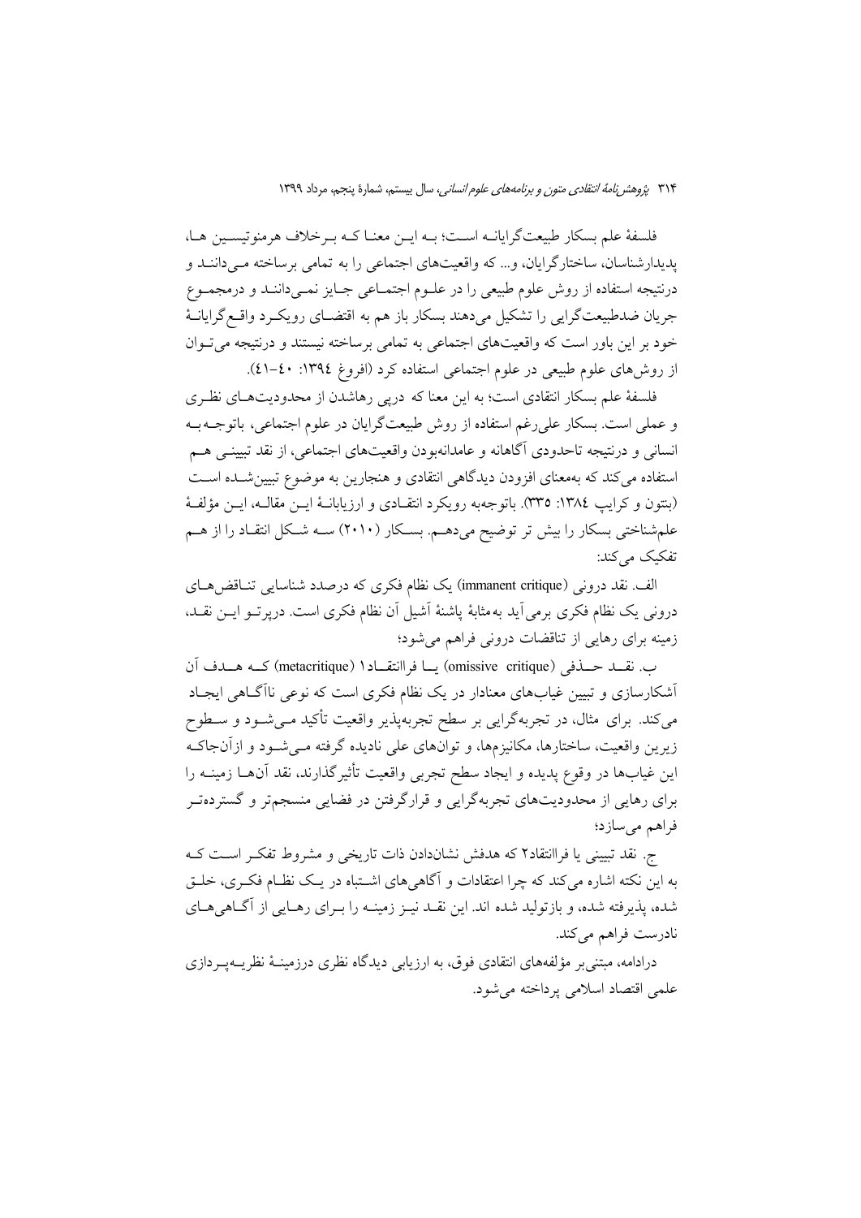فلسفهٔ علم بسکار طبیعت‌گرایانه است؛ به این معنا که برخلاف هرمنوتیسین ها، پدیدارشناسان، ساختارگرایان، و... که واقعیت‌های اجتماعی را به تمامی برساخته می‌دانند و درنتیجه استفاده از روش علوم طبیعی را در علوم اجتماعی جایز نمی‌دانند و درمجموع جریان ضدطبیعت‌گرایی را تشکیل می‌دهند بسکار باز هم به اقتضای رویکرد واقع‌گرایانهٔ خود بر این باور است که واقعیت‌های اجتماعی به تمامی برساخته نیستند و درنتیجه می‌توان از روش‌های علوم طبیعی در علوم اجتماعی استفاده کرد (افروغ ١٣٩٤: ٤٠-٤١).

فلسفهٔ علم بسکار انتقادی است؛ به این معنا که درپی رهاشدن از محدودیت‌های نظری و عملی است. بسکار علی‌رغم استفاده از روش طبیعت‌گرایان در علوم اجتماعی، باتوجه به انسانی و درنتیجه تاحدودی آگاهانه و عامدانه‌بودن واقعیت‌های اجتماعی، از نقد تبیینی هم استفاده می‌کند که به‌معنای افزودن دیدگاهی انتقادی و هنجارین به موضوع تبیین‌شده است (بنتون و کرایب ١٣٨٤: ٣٣٥). باتوجه‌به رویکرد انتقادی و ارزیابانهٔ این مقاله، این مؤلفهٔ علم‌شناختی بسکار را بیش تر توضیح می‌دهم. بسکار (٢٠١٠) سه شکل انتقاد را از هم تفکیک می‌کند:

الف. نقد درونی (immanent critique) یک نظام فکری که درصدد شناسایی تناقض‌های درونی یک نظام فکری برمی‌آید به‌مثابهٔ پاشنهٔ آشیل آن نظام فکری است. درپرتو این نقد، زمینه برای رهایی از تناقضات درونی فراهم می‌شود؛

ب. نقد حذفی (omissive critique) یا فراانتقاد١ (metacritique) که هدف آن آشکارسازی و تبیین غیاب‌های معنادار در یک نظام فکری است که نوعی ناآگاهی ایجاد می‌کند. برای مثال، در تجربه‌گرایی بر سطح تجربه‌پذیر واقعیت تأکید می‌شود و سطوح زیرین واقعیت، ساختارها، مکانیزم‌ها، و توان‌های علی نادیده گرفته می‌شود و ازآن‌جاکه این غیاب‌ها در وقوع پدیده و ایجاد سطح تجربی واقعیت تأثیرگذارند، نقد آن‌ها زمینه را برای رهایی از محدودیت‌های تجربه‌گرایی و قرارگرفتن در فضایی منسجم‌تر و گسترده‌تر فراهم می‌سازد؛

ج. نقد تبیینی یا فراانتقاد٢ که هدفش نشان‌دادن ذات تاریخی و مشروط تفکر است که به این نکته اشاره می‌کند که چرا اعتقادات و آگاهی‌های اشتباه در یک نظام فکری، خلق شده، پذیرفته شده، و بازتولید شده اند. این نقد نیز زمینه را برای رهایی از آگاهی‌های نادرست فراهم می‌کند.

درادامه، مبتنی‌بر مؤلفه‌های انتقادی فوق، به ارزیابی دیدگاه نظری درزمینهٔ نظریه‌پردازی علمی اقتصاد اسلامی پرداخته می‌شود.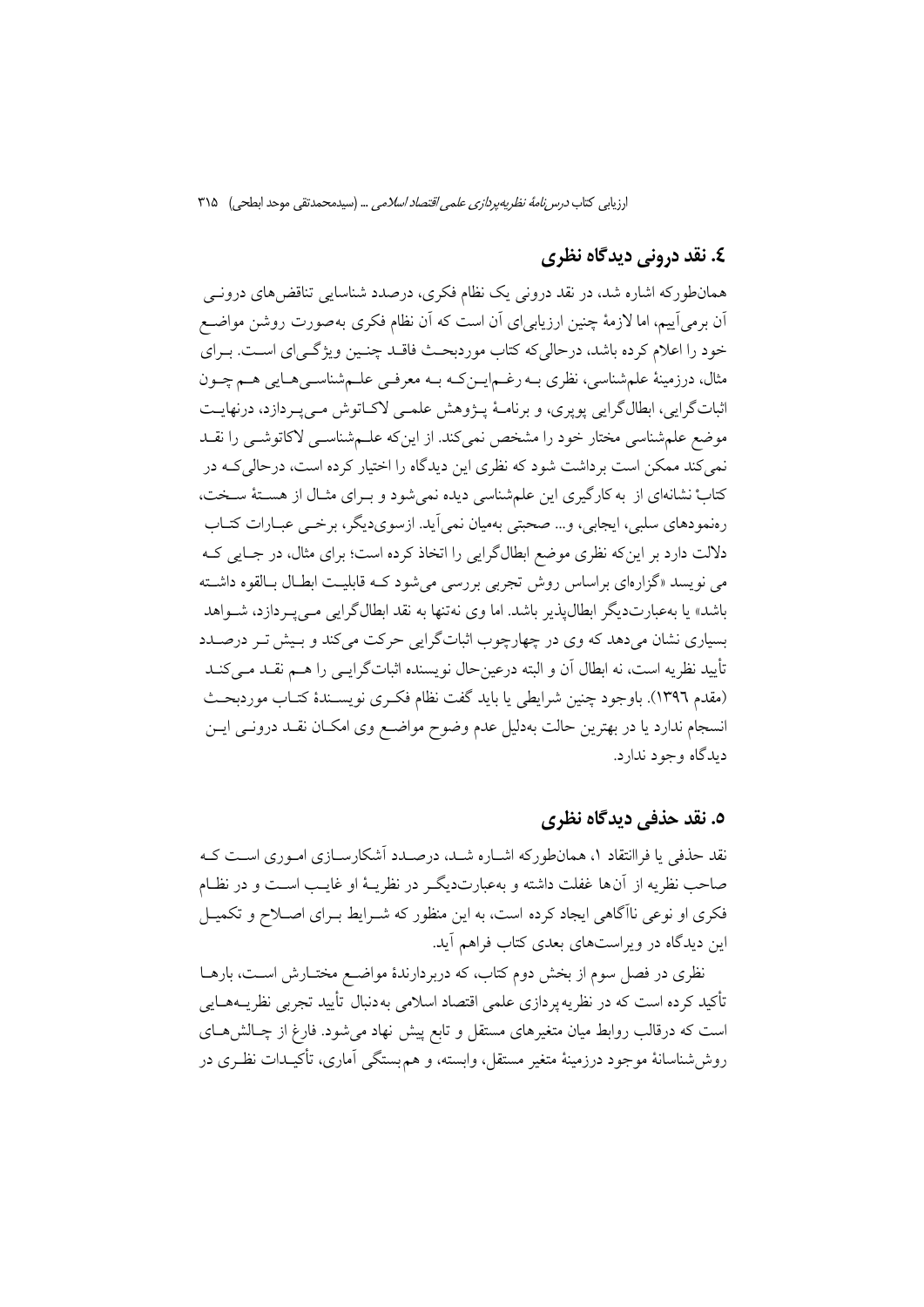## ٤. نقد درونی دیدگاه نظری

همان‌طورکه اشاره شد، در نقد درونی یک نظام فکری، درصدد شناسایی تناقض‌های درونی آن برمی‌آییم، اما لازمهٔ چنین ارزیابی‌ای آن است که آن نظام فکری به‌صورت روشن مواضع خود را اعلام کرده باشد، درحالی‌که کتاب موردبحث فاقد چنین ویژگی‌ای است. برای مثال، درزمینهٔ علم‌شناسی، نظری به رغم‌این‌که به معرفی علم‌شناسی‌هایی هم چون اثبات‌گرایی، ابطال‌گرایی پوپری، و برنامهٔ پژوهش علمی لاکاتوش می‌پردازد، درنهایت موضع علم‌شناسی مختار خود را مشخص نمی‌کند. از این‌که علم‌شناسی لاکاتوشی را نقد نمی‌کند ممکن است برداشت شود که نظری این دیدگاه را اختیار کرده است، درحالی‌که در کتابْ نشانه‌ای از به‌کارگیری این علم‌شناسی دیده نمی‌شود و برای مثال از هستهٔ سخت، رهنمودهای سلبی، ایجابی، و... صحبتی به‌میان نمی‌آید. ازسوی‌دیگر، برخی عبارات کتاب دلالت دارد بر این‌که نظری موضع ابطال‌گرایی را اتخاذ کرده است؛ برای مثال، در جایی که می نویسد «گزاره‌ای براساس روش تجربی بررسی می‌شود که قابلیت ابطال بالقوه داشته باشد» یا به‌عبارت‌دیگر ابطال‌پذیر باشد. اما وی نه‌تنها به نقد ابطال‌گرایی می‌پردازد، شواهد بسیاری نشان می‌دهد که وی در چهارچوب اثبات‌گرایی حرکت می‌کند و بیش تر درصدد تأیید نظریه است، نه ابطال آن و البته درعین‌حال نویسنده اثبات‌گرایی را هم نقد می‌کند (مقدم ١٣٩٦). باوجود چنین شرایطی یا باید گفت نظام فکری نویسندهٔ کتاب موردبحث انسجام ندارد یا در بهترین حالت به‌دلیل عدم وضوح مواضع وی امکان نقد درونی این دیدگاه وجود ندارد.

## ٥. نقد حذفی دیدگاه نظری

نقد حذفی یا فراانتقاد ١، همان‌طورکه اشاره شد، درصدد آشکارسازی اموری است که صاحب نظریه از آن‌ها غفلت داشته و به‌عبارت‌دیگر در نظریهٔ او غایب است و در نظام فکری او نوعی ناآگاهی ایجاد کرده است، به این منظور که شرایط برای اصلاح و تکمیل این دیدگاه در ویراست‌های بعدی کتاب فراهم آید.

نظری در فصل سوم از بخش دوم کتاب، که دربردارندهٔ مواضع مختارش است، بارها تأکید کرده است که در نظریه‌پردازی علمی اقتصاد اسلامی به‌دنبال تأیید تجربی نظریه‌هایی است که درقالب روابط میان متغیرهای مستقل و تابع پیش نهاد می‌شود. فارغ از چالش‌های روش‌شناسانهٔ موجود درزمینهٔ متغیر مستقل، وابسته، و هم‌بستگی آماری، تأکیدات نظری در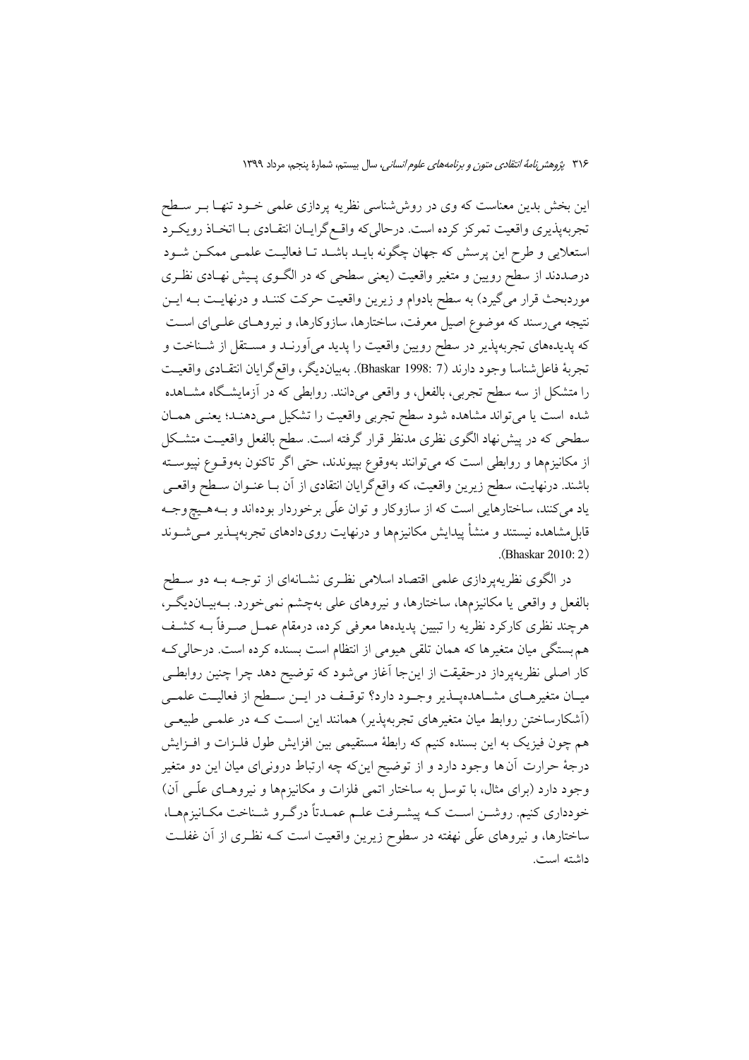این بخش بدین معناست که وی در روش‌شناسی نظریه پردازی علمی خود تنها بر سطح تجربه‌پذیری واقعیت تمرکز کرده است. درحالی‌که واقع‌گرایان انتقادی با اتخاذ رویکرد استعلایی و طرح این پرسش که جهان چگونه باید باشد تا فعالیت علمی ممکن شود درصددند از سطح رویین و متغیر واقعیت (یعنی سطحی که در الگوی پیش نهادی نظری موردبحث قرار می‌گیرد) به سطح بادوام و زیرین واقعیت حرکت کنند و درنهایت به این نتیجه می‌رسند که موضوع اصیل معرفت، ساختارها، سازوکارها، و نیروهای علی‌ای است که پدیده‌های تجربه‌پذیر در سطح رویین واقعیت را پدید می‌آورند و مستقل از شناخت و تجربهٔ فاعل‌شناسا وجود دارند (Bhaskar 1998: 7). به‌بیان‌دیگر، واقع‌گرایان انتقادی واقعیت را متشکل از سه سطح تجربی، بالفعل، و واقعی می‌دانند. روابطی که در آزمایشگاه مشاهده شده است یا می‌تواند مشاهده شود سطح تجربی واقعیت را تشکیل می‌دهند؛ یعنی همان سطحی که در پیش‌نهاد الگوی نظری مدنظر قرار گرفته است. سطح بالفعل واقعیت متشکل از مکانیزم‌ها و روابطی است که می‌توانند به‌وقوع بپیوندند، حتی اگر تاکنون به‌وقوع نپیوسته باشند. درنهایت، سطح زیرین واقعیت، که واقع‌گرایان انتقادی از آن با عنوان سطح واقعی یاد می‌کنند، ساختارهایی است که از سازوکار و توان علّی برخوردار بوده‌اند و به‌هیچ‌وجه قابل‌مشاهده نیستند و منشأ پیدایش مکانیزم‌ها و درنهایت رویدادهای تجربه‌پذیر می‌شوند (Bhaskar 2010: 2).

در الگوی نظریه‌پردازی علمی اقتصاد اسلامی نظری نشانه‌ای از توجه به دو سطح بالفعل و واقعی یا مکانیزم‌ها، ساختارها، و نیروهای علی به‌چشم نمی‌خورد. به‌بیان‌دیگر، هرچند نظری کارکرد نظریه را تبیین پدیده‌ها معرفی کرده، درمقام عمل صرفاً به کشف هم‌بستگی میان متغیرها که همان تلقی هیومی از انتظام است بسنده کرده است. درحالی‌که کار اصلی نظریه‌پرداز درحقیقت از این‌جا آغاز می‌شود که توضیح دهد چرا چنین روابطی میان متغیرهای مشاهده‌پذیر وجود دارد؟ توقف در این سطح از فعالیت علمی (آشکارساختن روابط میان متغیرهای تجربه‌پذیر) همانند این است که در علمی طبیعی هم چون فیزیک به این بسنده کنیم که رابطهٔ مستقیمی بین افزایش طول فلزات و افزایش درجهٔ حرارت آن‌ها وجود دارد و از توضیح این‌که چه ارتباط درونی‌ای میان این دو متغیر وجود دارد (برای مثال، با توسل به ساختار اتمی فلزات و مکانیزم‌ها و نیروهای علّی آن) خودداری کنیم. روشن است که پیشرفت علم عمدتاً درگرو شناخت مکانیزم‌ها، ساختارها، و نیروهای علّی نهفته در سطوح زیرین واقعیت است که نظری از آن غفلت داشته است.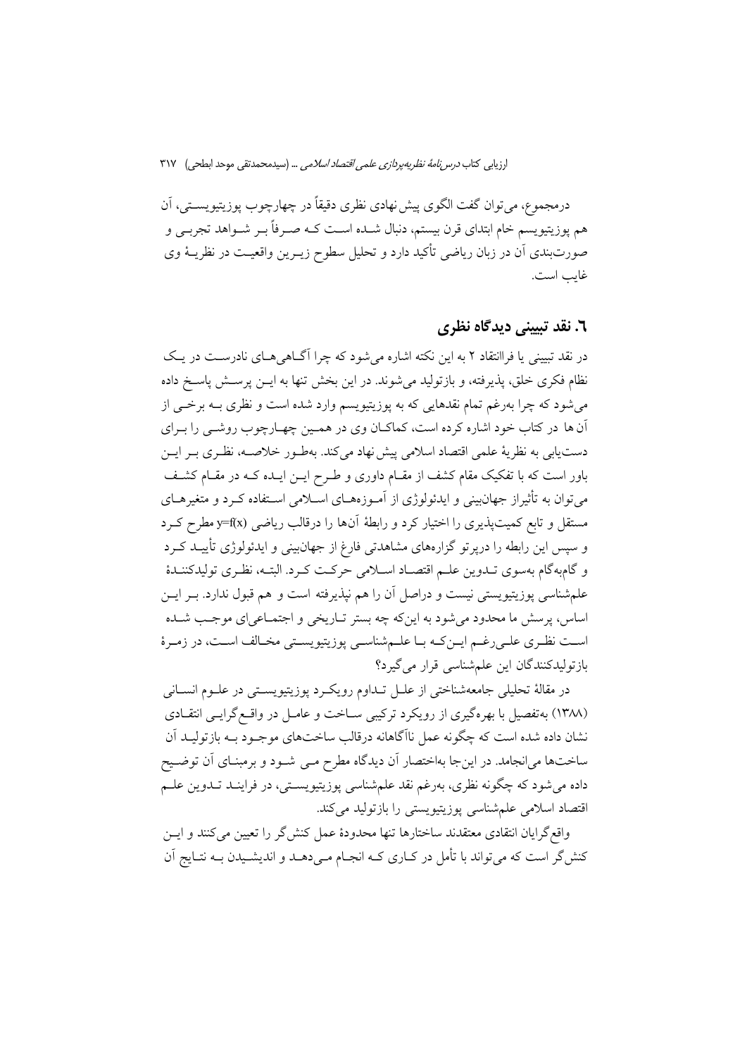درمجموع، می‌توان گفت الگوی پیش‌نهادی نظری دقیقاً در چهارچوب پوزیتیویستی، آن هم پوزیتیویسم خام ابتدای قرن بیستم، دنبال شده است که صرفاً بر شواهد تجربی و صورت‌بندی آن در زبان ریاضی تأکید دارد و تحلیل سطوح زیرین واقعیت در نظریهٔ وی غایب است.

## ۶. نقد تبیینی دیدگاه نظری

در نقد تبیینی یا فراانتقاد ۲ به این نکته اشاره می‌شود که چرا آگاهی‌های نادرست در یک نظام فکری خلق، پذیرفته، و بازتولید می‌شوند. در این بخش تنها به این پرسش پاسخ داده می‌شود که چرا به‌رغم تمام نقدهایی که به پوزیتیویسم وارد شده است و نظری به برخی از آن‌ها در کتاب خود اشاره کرده است، کماکان وی در همین چهارچوب روشی را برای دست‌یابی به نظریهٔ علمی اقتصاد اسلامی پیش‌نهاد می‌کند. به‌طور خلاصه، نظری بر این باور است که با تفکیک مقام کشف از مقام داوری و طرح این ایده که در مقام کشف می‌توان به تأثیراز جهان‌بینی و ایدئولوژی از آموزه‌های اسلامی استفاده کرد و متغیرهای مستقل و تابع کمیت‌پذیری را اختیار کرد و رابطهٔ آن‌ها را درقالب ریاضی $y=f(x)$ مطرح کرد و سپس این رابطه را درپرتو گزاره‌های مشاهدتی فارغ از جهان‌بینی و ایدئولوژی تأیید کرد و گام‌به‌گام به‌سوی تدوین علم اقتصاد اسلامی حرکت کرد. البته، نظری تولیدکنندهٔ علم‌شناسی پوزیتیویستی نیست و دراصل آن را هم نپذیرفته است و هم قبول ندارد. بر این اساس، پرسش ما محدود می‌شود به این‌که چه بستر تاریخی و اجتماعی‌ای موجب شده است نظری علی‌رغم این‌که با علم‌شناسی پوزیتیویستی مخالف است، در زمرهٔ بازتولیدکنندگان این علم‌شناسی قرار می‌گیرد؟

در مقالهٔ تحلیلی جامعه‌شناختی از علل تداوم رویکرد پوزیتیویستی در علوم انسانی (۱۳۸۸) به‌تفصیل با بهره‌گیری از رویکرد ترکیبی ساخت و عامل در واقع‌گرایی انتقادی نشان داده شده است که چگونه عمل ناآگاهانه درقالب ساخت‌های موجود به بازتولید آن ساخت‌ها می‌انجامد. در این‌جا به‌اختصار آن دیدگاه مطرح می‌شود و برمبنای آن توضیح داده می‌شود که چگونه نظری، به‌رغم نقد علم‌شناسی پوزیتیویستی، در فرایند تدوین علم اقتصاد اسلامی علم‌شناسی پوزیتیویستی را بازتولید می‌کند.

واقع‌گرایان انتقادی معتقدند ساختارها تنها محدودهٔ عمل کنش‌گر را تعیین می‌کنند و این کنش‌گر است که می‌تواند با تأمل در کاری که انجام می‌دهد و اندیشیدن به نتایج آن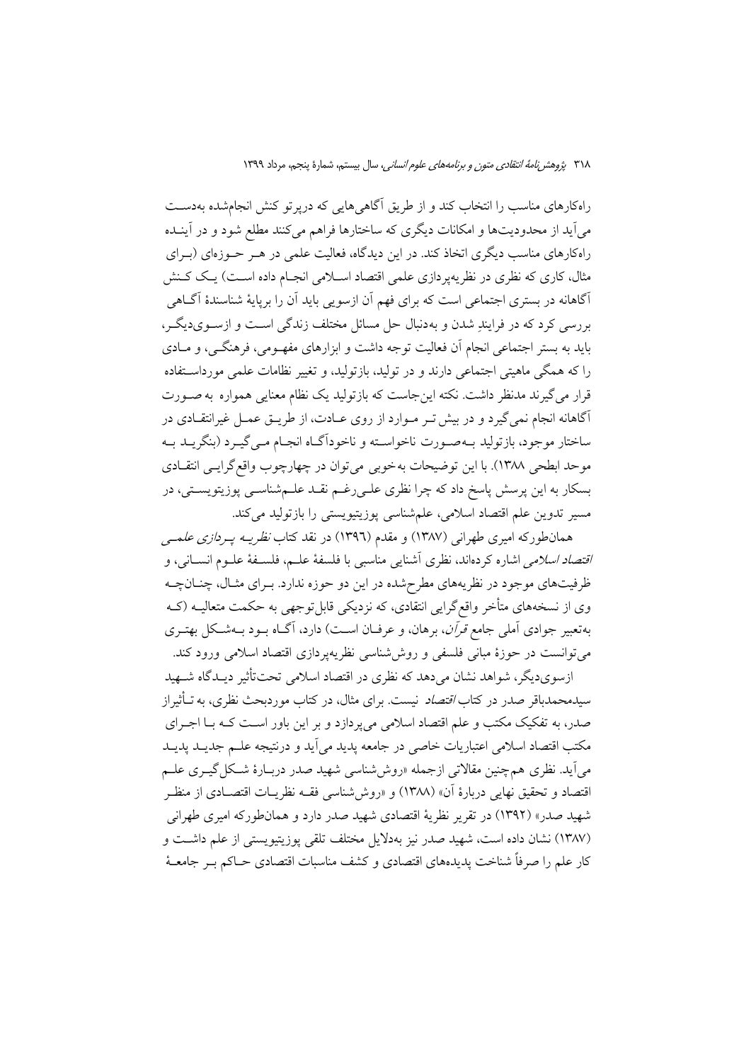راه‌کارهای مناسب را انتخاب کند و از طریق آگاهی‌هایی که درپرتو کنش انجام‌شده به‌دست می‌آید از محدودیت‌ها و امکانات دیگری که ساختارها فراهم می‌کنند مطلع شود و در آینده راه‌کارهای مناسب دیگری اتخاذ کند. در این دیدگاه، فعالیت علمی در هر حوزه‌ای (برای مثال، کاری که نظری در نظریه‌پردازی علمی اقتصاد اسلامی انجام داده است) یک کنش آگاهانه در بستری اجتماعی است که برای فهم آن ازسویی باید آن را برپایهٔ شناسندهٔ آگاهی بررسی کرد که در فرایندِ شدن و به‌دنبال حل مسائل مختلف زندگی است و ازسوی‌دیگر، باید به بستر اجتماعی انجام آن فعالیت توجه داشت و ابزارهای مفهومی، فرهنگی، و مادی را که همگی ماهیتی اجتماعی دارند و در تولید، بازتولید، و تغییر نظامات علمی مورداستفاده قرار می‌گیرند مدنظر داشت. نکته این‌جاست که بازتولید یک نظام معنایی همواره به‌صورت آگاهانه انجام نمی‌گیرد و در بیش‌تر موارد از روی عادت، از طریق عمل غیرانتقادی در ساختار موجود، بازتولید به‌صورت ناخواسته و ناخودآگاه انجام می‌گیرد (بنگرید به موحد ابطحی ۱۳۸۸). با این توضیحات به‌خوبی می‌توان در چهارچوب واقع‌گرایی انتقادی بسکار به این پرسش پاسخ داد که چرا نظری علی‌رغم نقد علم‌شناسی پوزیتیویستی، در مسیر تدوین علم اقتصاد اسلامی، علم‌شناسی پوزیتیویستی را بازتولید می‌کند.

همان‌طورکه امیری طهرانی (۱۳۸۷) و مقدم (۱۳۹۶) در نقد کتاب *نظریه پردازی علمی اقتصاد اسلامی* اشاره کرده‌اند، نظری آشنایی مناسبی با فلسفهٔ علم، فلسفهٔ علوم انسانی، و ظرفیت‌های موجود در نظریه‌های مطرح‌شده در این دو حوزه ندارد. برای مثال، چنان‌چه وی از نسخه‌های متأخر واقع‌گرایی انتقادی، که نزدیکی قابل‌توجهی به حکمت متعالیه (که به‌تعبیر جوادی آملی جامع *قرآن*، برهان، و عرفان است) دارد، آگاه بود به‌شکل بهتری می‌توانست در حوزهٔ مبانی فلسفی و روش‌شناسی نظریه‌پردازی اقتصاد اسلامی ورود کند.

ازسوی‌دیگر، شواهد نشان می‌دهد که نظری در اقتصاد اسلامی تحت‌تأثیر دیدگاه شهید سیدمحمدباقر صدر در کتاب *اقتصاد* نیست. برای مثال، در کتاب موردبحث نظری، به تأثیراز صدر، به تفکیک مکتب و علم اقتصاد اسلامی می‌پردازد و بر این باور است که با اجرای مکتب اقتصاد اسلامی اعتباریات خاصی در جامعه پدید می‌آید و درنتیجه علم جدید پدید می‌آید. نظری هم‌چنین مقالاتی ازجمله «روش‌شناسی شهید صدر دربارهٔ شکل‌گیری علم اقتصاد و تحقیق نهایی دربارهٔ آن» (۱۳۸۸) و «روش‌شناسی فقه نظریات اقتصادی از منظر شهید صدر» (۱۳۹۲) در تقریر نظریهٔ اقتصادی شهید صدر دارد و همان‌طورکه امیری طهرانی (۱۳۸۷) نشان داده است، شهید صدر نیز به‌دلایل مختلف تلقی پوزیتیویستی از علم داشت و کار علم را صرفاً شناخت پدیده‌های اقتصادی و کشف مناسبات اقتصادی حاکم بر جامعهٔ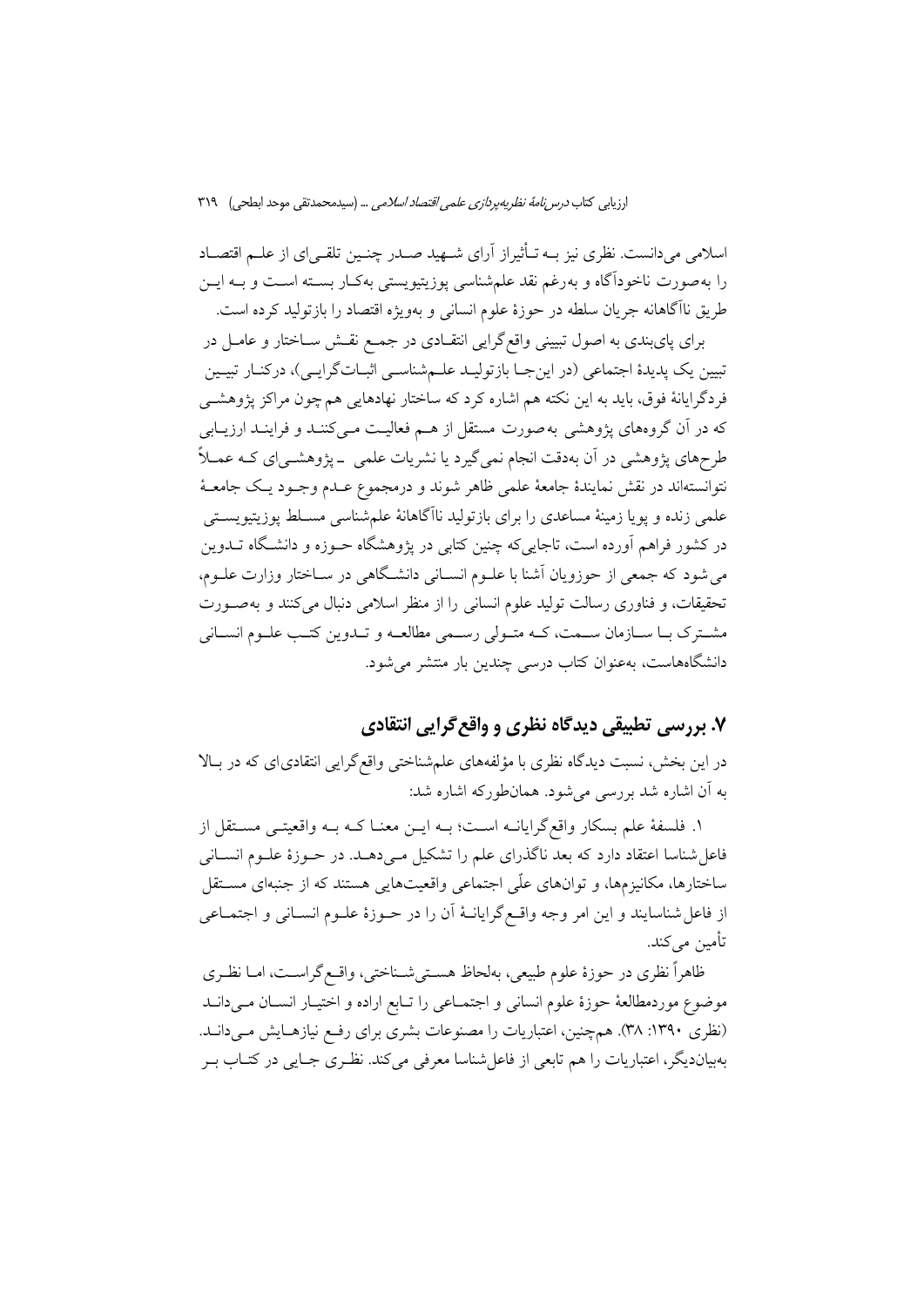اسلامی می‌دانست. نظری نیز بـه تـأثیراز آرای شـهید صـدر چنـین تلقـی‌ای از علـم اقتصـاد را به‌صورت ناخودآگاه و به‌رغم نقد علم‌شناسی پوزیتیویستی به‌کـار بسـته اسـت و بـه ایـن طریق ناآگاهانه جریان سلطه در حوزهٔ علوم انسانی و به‌ویژه اقتصاد را بازتولید کرده است.

برای پای‌بندی به اصول تبیینی واقع‌گرایی انتقـادی در جمـع نقـش سـاختار و عامـل در تبیین یک پدیدهٔ اجتماعی (در این‌جـا بازتولیـد علـم‌شناسـی اثبـات‌گرایـی)، درکنـار تبیـین فردگرایانهٔ فوق، باید به این نکته هم اشاره کرد که ساختار نهادهایی هم‌چون مراکز پژوهشـی که در آن گروه‌های پژوهشی به‌صورت مستقل از هـم فعالیـت مـی‌کننـد و فراینـد ارزیـابی طرح‌های پژوهشی در آن به‌دقت انجام نمی‌گیرد یا نشریات علمی ـ پژوهشـی‌ای کـه عمـلاً نتوانسته‌اند در نقش نمایندهٔ جامعهٔ علمی ظاهر شوند و درمجموع عـدم وجـود یـک جامعـهٔ علمی زنده و پویا زمینهٔ مساعدی را برای بازتولید ناآگاهانهٔ علم‌شناسی مسـلط پوزیتیویسـتی در کشور فراهم آورده است، تاجایی‌که چنین کتابی در پژوهشگاه حـوزه و دانشـگاه تـدوین می‌شود که جمعی از حوزویان آشنا با علـوم انسـانی دانشـگاهی در سـاختار وزارت علـوم، تحقیقات، و فناوری رسالت تولید علوم انسانی را از منظر اسلامی دنبال می‌کنند و به‌صـورت مشـترک بـا سـازمان سـمت، کـه متـولی رسـمی مطالعـه و تـدوین کتـب علـوم انسـانی دانشگاه‌هاست، به‌عنوان کتاب درسی چندین بار منتشر می‌شود.

## ۷. بررسی تطبیقی دیدگاه نظری و واقع‌گرایی انتقادی

در این بخش، نسبت دیدگاه نظری با مؤلفه‌های علم‌شناختی واقع‌گرایی انتقادی‌ای که در بـالا به آن اشاره شد بررسی می‌شود. همان‌طورکه اشاره شد:

۱. فلسفهٔ علم بسکار واقع‌گرایانـه اسـت؛ بـه ایـن معنـا کـه بـه واقعیتـی مسـتقل از فاعل‌شناسا اعتقاد دارد که بعد ناگذرای علم را تشکیل مـی‌دهـد. در حـوزهٔ علـوم انسـانی ساختارها، مکانیزم‌ها، و توان‌های علّی اجتماعی واقعیت‌هایی هستند که از جنبه‌ای مسـتقل از فاعل‌شناسایند و این امر وجه واقـع‌گرایانـهٔ آن را در حـوزهٔ علـوم انسـانی و اجتمـاعی تأمین می‌کند.

ظاهراً نظری در حوزهٔ علوم طبیعی، به‌لحاظ هسـتی‌شـناختی، واقـع‌گراسـت، امـا نظـری موضوع موردمطالعهٔ حوزهٔ علوم انسانی و اجتمـاعی را تـابع اراده و اختیـار انسـان مـی‌دانـد (نظری ۱۳۹۰: ۳۸). هم‌چنین، اعتباریات را مصنوعات بشری برای رفـع نیازهـایش مـی‌دانـد. به‌بیان‌دیگر، اعتباریات را هم تابعی از فاعل‌شناسا معرفی می‌کند. نظـری جـایی در کتـاب بـر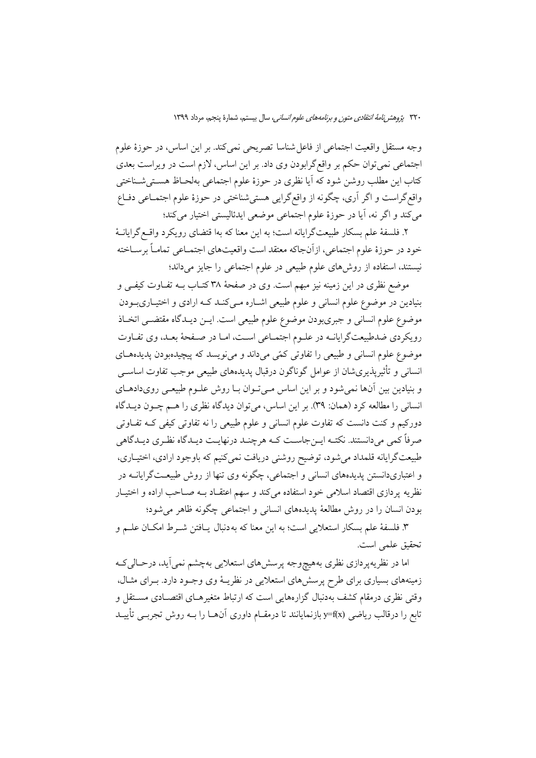وجه مستقل واقعیت اجتماعی از فاعل‌شناسا تصریحی نمی‌کند. بر این اساس، در حوزهٔ علوم اجتماعی نمی‌توان حکم بر واقع‌گرابودن وی داد. بر این اساس، لازم است در ویراست بعدی کتاب این مطلب روشن شود که آیا نظری در حوزهٔ علوم اجتماعی به‌لحاظ هستی‌شناختی واقع‌گراست و اگر آری، چگونه از واقع‌گرایی هستی‌شناختی در حوزهٔ علوم اجتماعی دفاع می‌کند و اگر نه، آیا در حوزهٔ علوم اجتماعی موضعی ایدئالیستی اختیار می‌کند؛

۲. فلسفهٔ علم بسکار طبیعت‌گرایانه است؛ به این معنا که به‌اقتضای رویکرد واقع‌گرایانهٔ خود در حوزهٔ علوم اجتماعی، ازآن‌جاکه معتقد است واقعیت‌های اجتماعی تماماً برساخته نیستند، استفاده از روش‌های علوم طبیعی در علوم اجتماعی را جایز می‌داند؛

موضع نظری در این زمینه نیز مبهم است. وی در صفحهٔ ۳۸ کتاب به تفاوت کیفی و بنیادین در موضوع علوم انسانی و علوم طبیعی اشاره می‌کند که ارادی و اختیاری‌بودن موضوع علوم انسانی و جبری‌بودن موضوع علوم طبیعی است. این دیدگاه مقتضی اتخاذ رویکردی ضدطبیعت‌گرایانه در علوم اجتماعی است، اما در صفحهٔ بعد، وی تفاوت موضوع علوم انسانی و طبیعی را تفاوتی کمّی می‌داند و می‌نویسد که پیچیده‌بودن پدیده‌های انسانی و تأثیرپذیری‌شان از عوامل گوناگون درقبال پدیده‌های طبیعی موجب تفاوت اساسی و بنیادین بین آن‌ها نمی‌شود و بر این اساس می‌توان با روش علوم طبیعی رویدادهای انسانی را مطالعه کرد (همان: ۳۹). بر این اساس، می‌توان دیدگاه نظری را هم چون دیدگاه دورکیم و کنت دانست که تفاوت علوم انسانی و علوم طبیعی را نه تفاوتی کیفی که تفاوتی صرفاً کمی می‌دانستند. نکته این‌جاست که هرچند درنهایت دیدگاه نظری دیدگاهی طبیعت‌گرایانه قلمداد می‌شود، توضیح روشنی دریافت نمی‌کنیم که باوجود ارادی، اختیاری، و اعتباری‌دانستن پدیده‌های انسانی و اجتماعی، چگونه وی تنها از روش طبیعت‌گرایانه در نظریه پردازی اقتصاد اسلامی خود استفاده می‌کند و سهم اعتقاد به صاحب اراده و اختیار بودن انسان را در روش مطالعهٔ پدیده‌های انسانی و اجتماعی چگونه ظاهر می‌شود؛

۳. فلسفهٔ علم بسکار استعلایی است؛ به این معنا که به‌دنبال یافتن شرط امکان علم و تحقیق علمی است.

اما در نظریه‌پردازی نظری به‌هیچ‌وجه پرسش‌های استعلایی به‌چشم نمی‌آید، درحالی‌که زمینه‌های بسیاری برای طرح پرسش‌های استعلایی در نظریهٔ وی وجود دارد. برای مثال، وقتی نظری درمقام کشف به‌دنبال گزاره‌هایی است که ارتباط متغیرهای اقتصادی مستقل و تابع را درقالب ریاضی $y=f(x)$ بازنمایانند تا درمقام داوری آن‌ها را به روش تجربی تأیید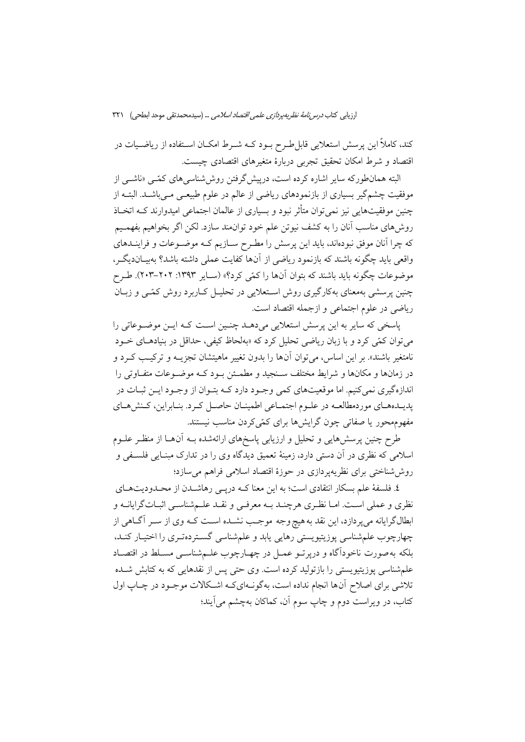کند، کاملاً این پرسش استعلایی قابل‌طرح بود که شرط امکان استفاده از ریاضیات در اقتصاد و شرط امکان تحقیق تجربی دربارهٔ متغیرهای اقتصادی چیست.

البته همان‌طورکه سایر اشاره کرده است، درپیش‌گرفتن روش‌شناسی‌های کمّی «ناشی از موفقیت چشم‌گیر بسیاری از بازنمودهای ریاضی از عالم در علوم طبیعی می‌باشد. البته از چنین موفقیت‌هایی نیز نمی‌توان متأثر نبود و بسیاری از عالمان اجتماعی امیدوارند که اتخاذ روش‌های مناسب آنان را به کشف نیوتن علم خود توان‌مند سازد. لکن اگر بخواهیم بفهمیم که چرا آنان موفق نبوده‌اند، باید این پرسش را مطرح سازیم که موضوعات و فرایندهای واقعی باید چگونه باشند که بازنمود ریاضی از آن‌ها کفایت عملی داشته باشد؟ به‌بیان‌دیگر، موضوعات چگونه باید باشند که بتوان آن‌ها را کمّی کرد؟» (سایر ۱۳۹۳: ۲۰۲-۲۰۳). طرح چنین پرسشی به‌معنای به‌کارگیری روش استعلایی در تحلیل کاربرد روش کمّی و زبان ریاضی در علوم اجتماعی و ازجمله اقتصاد است.

پاسخی که سایر به این پرسش استعلایی می‌دهد چنین است که این موضوعاتی را می‌توان کمّی کرد و با زبان ریاضی تحلیل کرد که «به‌لحاظ کیفی، حداقل در بنیادهای خود نامتغیر باشند». بر این اساس، می‌توان آن‌ها را بدون تغییر ماهیتشان تجزیه و ترکیب کرد و در زمان‌ها و مکان‌ها و شرایط مختلف سنجید و مطمئن بود که موضوعات متفاوتی را اندازه‌گیری نمی‌کنیم. اما موقعیت‌های کمی وجود دارد که بتوان از وجود این ثبات در پدیده‌های موردمطالعه در علوم اجتماعی اطمینان حاصل کرد. بنابراین، کنش‌های مفهوم‌محور یا صفاتی چون گرایش‌ها برای کمّی‌کردن مناسب نیستند.

طرح چنین پرسش‌هایی و تحلیل و ارزیابی پاسخ‌های ارائه‌شده به آن‌ها از منظر علوم اسلامی که نظری در آن دستی دارد، زمینهٔ تعمیق دیدگاه وی را در تدارک مبنایی فلسفی و روش‌شناختی برای نظریه‌پردازی در حوزهٔ اقتصاد اسلامی فراهم می‌سازد؛

۴. فلسفهٔ علم بسکار انتقادی است؛ به این معنا که درپی رهاشدن از محدودیت‌های نظری و عملی است. اما نظری هرچند به معرفی و نقد علم‌شناسی اثبات‌گرایانه و ابطال‌گرایانه می‌پردازد، این نقد به‌هیچ‌وجه موجب نشده است که وی از سر آگاهی از چهارچوب علم‌شناسی پوزیتیویستی رهایی یابد و علم‌شناسی گسترده‌تری را اختیار کند، بلکه به‌صورت ناخودآگاه و درپرتو عمل در چهارچوب علم‌شناسی مسلط در اقتصاد علم‌شناسی پوزیتیویستی را بازتولید کرده است. وی حتی پس از نقدهایی که به کتابش شده تلاشی برای اصلاح آن‌ها انجام نداده است، به‌گونه‌ای‌که اشکالات موجود در چاپ اول کتاب، در ویراست دوم و چاپ سوم آن، کماکان به‌چشم می‌آیند؛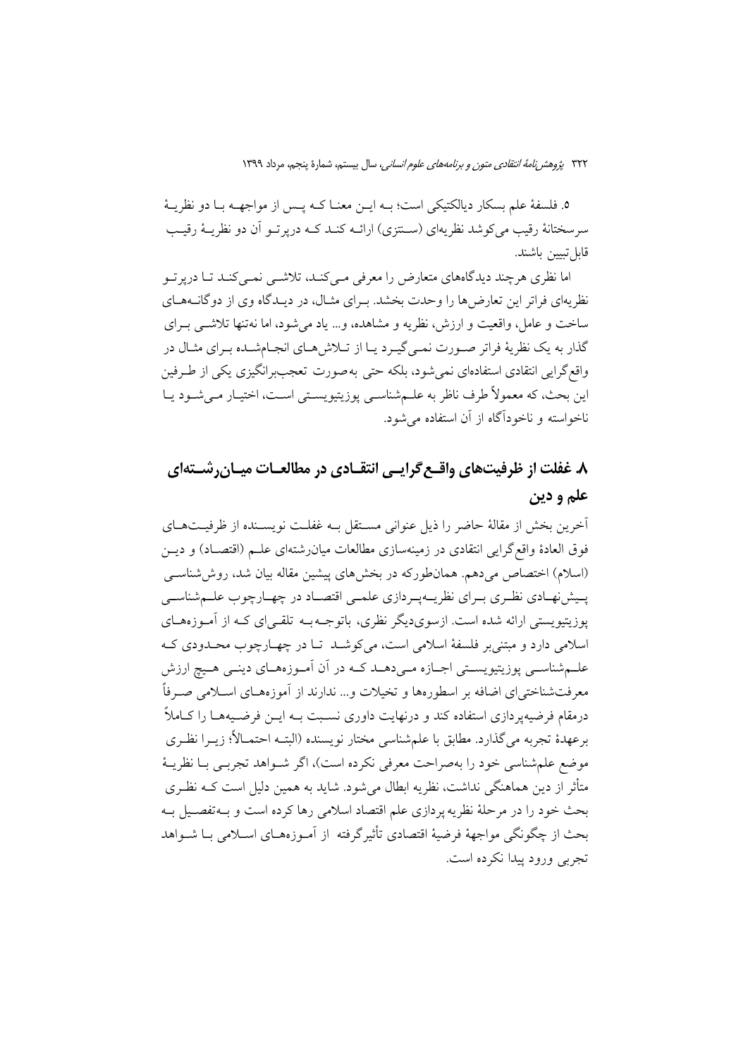۵. فلسفهٔ علم بسکار دیالکتیکی است؛ بـه ایـن معنـا کـه پـس از مواجهـه بـا دو نظریـهٔ سرسختانهٔ رقیب می‌کوشد نظریه‌ای (سـنتزی) ارائـه کنـد کـه درپرتـو آن دو نظریـهٔ رقیـب قابل‌تبیین باشند.

اما نظری هرچند دیدگاه‌های متعارض را معرفی مـی‌کنـد، تلاشـی نمـی‌کنـد تـا درپرتـو نظریه‌ای فراتر این تعارض‌ها را وحدت بخشد. بـرای مثـال، در دیـدگاه وی از دوگانـه‌هـای ساخت و عامل، واقعیت و ارزش، نظریه و مشاهده، و... یاد می‌شود، اما نه‌تنها تلاشـی بـرای گذار به یک نظریهٔ فراتر صـورت نمـی‌گیـرد یـا از تـلاش‌هـای انجـام‌شـده بـرای مثـال در واقع‌گرایی انتقادی استفاده‌ای نمی‌شود، بلکه حتی به‌صورت تعجب‌برانگیزی یکی از طـرفین این بحث، که معمولاً طرف ناظر به علـم‌شناسـی پوزیتیویسـتی اسـت، اختیـار مـی‌شـود یـا ناخواسته و ناخودآگاه از آن استفاده می‌شود.

## ۸. غفلت از ظرفیت‌های واقـع‌گرایـی انتقـادی در مطالعـات میـان‌رشـته‌ای علم و دین

آخرین بخش از مقالهٔ حاضر را ذیل عنوانی مسـتقل بـه غفلـت نویسـنده از ظرفیـت‌هـای فوق العادهٔ واقع‌گرایی انتقادی در زمینه‌سازی مطالعات میان‌رشته‌ای علـم (اقتصـاد) و دیـن (اسلام) اختصاص می‌دهم. همان‌طورکه در بخش‌های پیشین مقاله بیان شد، روش‌شناسـی پـیش‌نهـادی نظـری بـرای نظریـه‌پـردازی علمـی اقتصـاد در چهـارچوب علـم‌شناسـی پوزیتیویستی ارائه شده است. ازسوی‌دیگر نظری، باتوجـه‌بـه تلقـی‌ای کـه از آمـوزه‌هـای اسلامی دارد و مبتنی‌بر فلسفهٔ اسلامی است، می‌کوشـد تـا در چهـارچوب محـدودی کـه علـم‌شناسـی پوزیتیویسـتی اجـازه مـی‌دهـد کـه در آن آمـوزه‌هـای دینـی هـیچ ارزش معرفت‌شناختی‌ای اضافه بر اسطوره‌ها و تخیلات و... ندارند از آموزه‌هـای اسـلامی صـرفاً درمقام فرضیه‌پردازی استفاده کند و درنهایت داوری نسـبت بـه ایـن فرضـیه‌هـا را کـاملاً برعهدهٔ تجربه می‌گذارد. مطابق با علم‌شناسی مختار نویسنده (البتـه احتمـالاً؛ زیـرا نظـری موضع علم‌شناسی خود را به‌صراحت معرفی نکرده است)، اگر شـواهد تجربـی بـا نظریـهٔ متأثر از دین هماهنگی نداشت، نظریه ابطال می‌شود. شاید به همین دلیل است کـه نظـری بحث خود را در مرحلهٔ نظریه پردازی علم اقتصاد اسلامی رها کرده است و بـه‌تفصـیل بـه بحث از چگونگی مواجههٔ فرضیهٔ اقتصادی تأثیرگرفته از آمـوزه‌هـای اسـلامی بـا شـواهد تجربی ورود پیدا نکرده است.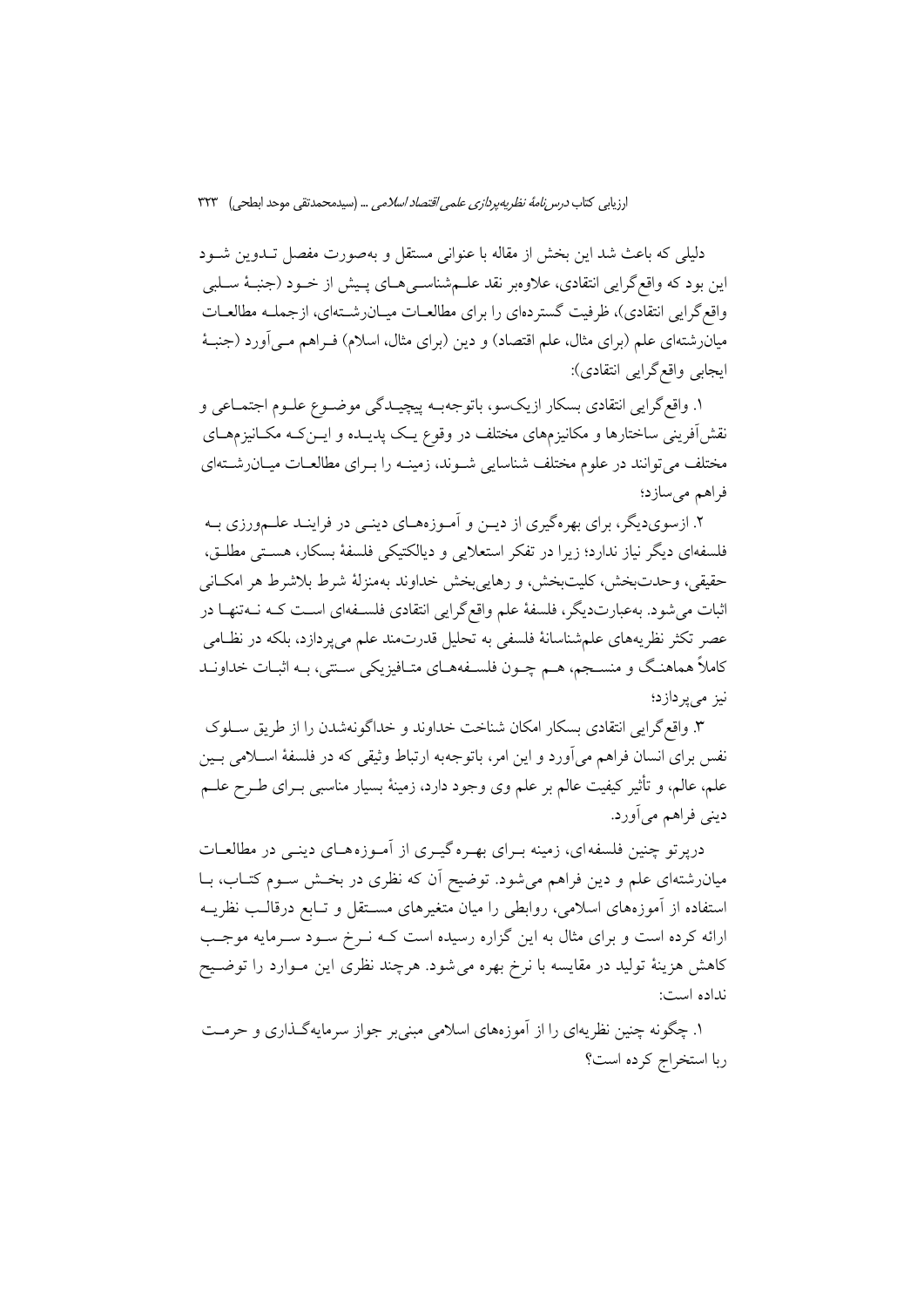دلیلی که باعث شد این بخش از مقاله با عنوانی مستقل و به‌صورت مفصل تدوین شود این بود که واقع‌گرایی انتقادی، علاوه‌بر نقد علم‌شناسی‌های پیش از خود (جنبهٔ سلبی واقع‌گرایی انتقادی)، ظرفیت گسترده‌ای را برای مطالعات میان‌رشته‌ای، ازجمله مطالعات میان‌رشته‌ای علم (برای مثال، علم اقتصاد) و دین (برای مثال، اسلام) فراهم می‌آورد (جنبهٔ ایجابی واقع‌گرایی انتقادی):

۱. واقع‌گرایی انتقادی بسکار ازیک‌سو، باتوجه‌به پیچیدگی موضوع علوم اجتماعی و نقش‌آفرینی ساختارها و مکانیزم‌های مختلف در وقوع یک پدیده و این‌که مکانیزم‌های مختلف می‌توانند در علوم مختلف شناسایی شوند، زمینه را برای مطالعات میان‌رشته‌ای فراهم می‌سازد؛

۲. ازسوی‌دیگر، برای بهره‌گیری از دین و آموزه‌های دینی در فرایند علم‌ورزی به فلسفه‌ای دیگر نیاز ندارد؛ زیرا در تفکر استعلایی و دیالکتیکی فلسفهٔ بسکار، هستی مطلق، حقیقی، وحدت‌بخش، کلیت‌بخش، و رهایی‌بخش خداوند به‌منزلهٔ شرط بلاشرط هر امکانی اثبات می‌شود. به‌عبارت‌دیگر، فلسفهٔ علم واقع‌گرایی انتقادی فلسفه‌ای است که نه‌تنها در عصر تکثر نظریه‌های علم‌شناسانهٔ فلسفی به تحلیل قدرت‌مند علم می‌پردازد، بلکه در نظامی کاملاً هماهنگ و منسجم، هم چون فلسفه‌های متافیزیکی سنتی، به اثبات خداوند نیز می‌پردازد؛

۳. واقع‌گرایی انتقادی بسکار امکان شناخت خداوند و خداگونه‌شدن را از طریق سلوک نفس برای انسان فراهم می‌آورد و این امر، باتوجه‌به ارتباط وثیقی که در فلسفهٔ اسلامی بین علم، عالم، و تأثیر کیفیت عالم بر علم وی وجود دارد، زمینهٔ بسیار مناسبی برای طرح علم دینی فراهم می‌آورد.

درپرتو چنین فلسفه‌ای، زمینه برای بهره‌گیری از آموزه‌های دینی در مطالعات میان‌رشته‌ای علم و دین فراهم می‌شود. توضیح آن که نظری در بخش سوم کتاب، با استفاده از آموزه‌های اسلامی، روابطی را میان متغیرهای مستقل و تابع درقالب نظریه ارائه کرده است و برای مثال به این گزاره رسیده است که نرخ سود سرمایه موجب کاهش هزینهٔ تولید در مقایسه با نرخ بهره می‌شود. هرچند نظری این موارد را توضیح نداده است:

۱. چگونه چنین نظریه‌ای را از آموزه‌های اسلامی مبنی‌بر جواز سرمایه‌گذاری و حرمت ربا استخراج کرده است؟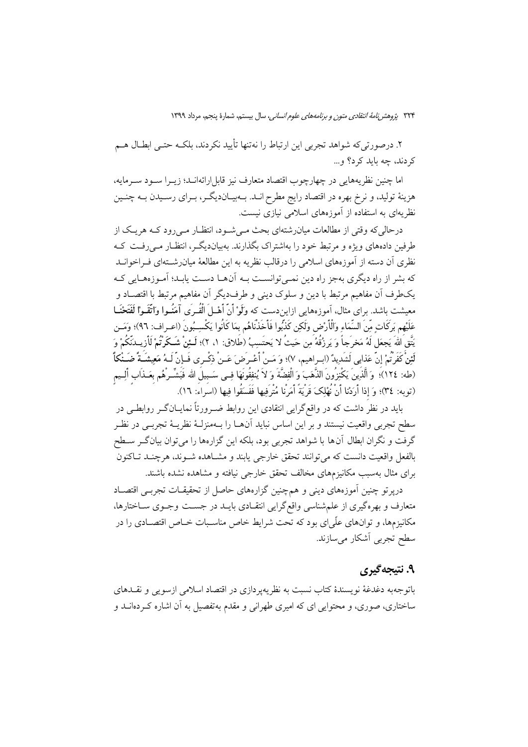۲. درصورتی‌که شواهد تجربی این ارتباط را نه‌تنها تأیید نکردند، بلکه حتی ابطال هم کردند، چه باید کرد؟ و...

اما چنین نظریه‌هایی در چهارچوب اقتصاد متعارف نیز قابل‌ارائه‌اند؛ زیرا سود سرمایه، هزینهٔ تولید، و نرخ بهره در اقتصاد رایج مطرح اند. به‌بیان‌دیگر، برای رسیدن به چنین نظریه‌ای به استفاده از آموزه‌های اسلامی نیازی نیست.

درحالی‌که وقتی از مطالعات میان‌رشته‌ای بحث می‌شود، انتظار می‌رود که هریک از طرفین داده‌های ویژه و مرتبط خود را به‌اشتراک بگذارند. به‌بیان‌دیگر، انتظار می‌رفت که نظری آن دسته از آموزه‌های اسلامی را درقالب نظریه به این مطالعهٔ میان‌رشته‌ای فراخواند که بشر از راه دیگری به‌جز راه دین نمی‌توانست به آن‌ها دست یابد؛ آموزه‌هایی که یک‌طرف آن مفاهیم مرتبط با دین و سلوک دینی و طرف‌دیگر آن مفاهیم مرتبط با اقتصاد و معیشت باشد. برای مثال، آموزه‌هایی ازاین‌دست که **وَلَوْ أَنَّ أَهْلَ الْقُرَى آمَنُوا وَاتَّقَوْا لَفَتَحْنَا** عَلَيْهِم بَرَكَاتٍ مِّنَ السَّمَاءِ وَالْأَرْضِ وَلَكِن كَذَّبُوا فَأَخَذْنَاهُم بِمَا كَانُوا يَكْسِبُونَ (اعراف: ۹۶)؛ وَمَن يَتَّقِ اللهَ يَجعَل لَهُ مَخرَجاً وَ يَرزُقُهُ مِن حَيثُ لا يَحتَسِبُ (طلاق: ۱، ۲)؛ لَئِنْ شَكَرْتُمْ لَأَزِيدَنَّكُمْ وَ لَئِنْ كَفَرْتُمْ إِنَّ عَذَابِي لَشَدِيدٌ (ابراهیم، ۷)؛ وَ مَنْ أَعْرَضَ عَنْ ذِكْرِي فَإِنَّ لَهُ مَعِيشَةً ضَنْكاً (طه: ۱۲۴)؛ وَ الَّذِينَ يَكْنِزُونَ الذَّهَبَ وَ الْفِضَّةَ وَ لا يُنفِقُونَهَا فِي سَبِيلِ اللهِ فَبَشِّرْهُم بِعَذَابٍ أَلِيمٍ (توبه: ۳۴)؛ وَ إذا أَرَدْنا أَنْ نُهْلِكَ قَرْيَةً أَمَرْنا مُتْرَفِيها فَفَسَقُوا فِيها (اسراء: ۱۶).

باید در نظر داشت که در واقع‌گرایی انتقادی این روابط ضرورتاً نمایانگر روابطی در سطح تجربی واقعیت نیستند و بر این اساس نباید آن‌ها را به‌منزلهٔ نظریهٔ تجربی در نظر گرفت و نگران ابطال آن‌ها با شواهد تجربی بود، بلکه این گزاره‌ها را می‌توان بیانگر سطح بالفعل واقعیت دانست که می‌توانند تحقق خارجی یابند و مشاهده شوند، هرچند تاکنون برای مثال به‌سبب مکانیزم‌های مخالف تحقق خارجی نیافته و مشاهده نشده باشند.

درپرتو چنین آموزه‌های دینی و هم‌چنین گزاره‌های حاصل از تحقیقات تجربی اقتصاد متعارف و بهره‌گیری از علم‌شناسی واقع‌گرایی انتقادی باید در جست وجوی ساختارها، مکانیزم‌ها، و توان‌های علّی‌ای بود که تحت شرایط خاص مناسبات خاص اقتصادی را در سطح تجربی آشکار می‌سازند.

## ۹. نتیجه‌گیری

باتوجه‌به دغدغهٔ نویسندهٔ کتاب نسبت به نظریه‌پردازی در اقتصاد اسلامی ازسویی و نقدهای ساختاری، صوری، و محتوایی ای که امیری طهرانی و مقدم به‌تفصیل به آن اشاره کرده‌اند و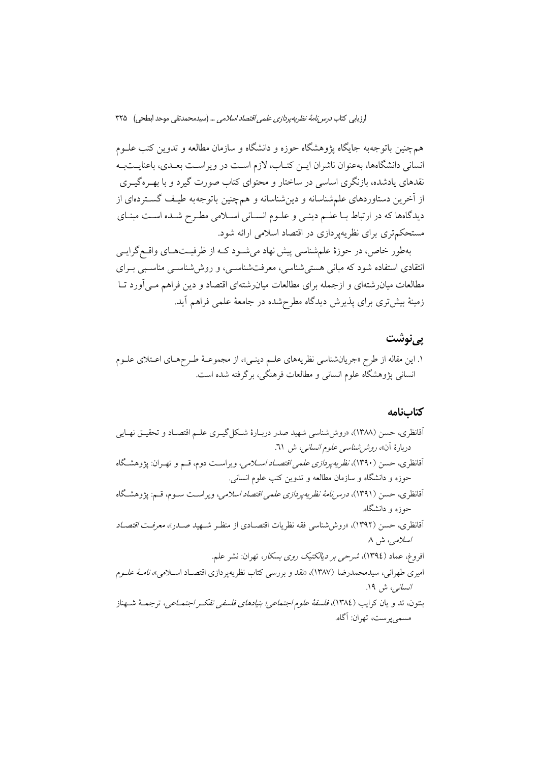هم‌چنین باتوجه‌به جایگاه پژوهشگاه حوزه و دانشگاه و سازمان مطالعه و تدوین کتب علـوم انسانی دانشگاه‌ها، به‌عنوان ناشران ایـن کتـاب، لازم اسـت در ویراسـت بعـدی، باعنایـت‌بـه نقدهای یادشده، بازنگری اساسی در ساختار و محتوای کتاب صورت گیرد و با بهـره‌گیـری از آخرین دستاوردهای علم‌شناسانه و دین‌شناسانه و هم‌چنین باتوجه‌به طیـف گسـترده‌ای از دیدگاه‌ها که در ارتباط بـا علـم دینـی و علـوم انسـانی اسـلامی مطـرح شـده اسـت مبنـای مستحکم‌تری برای نظریه‌پردازی در اقتصاد اسلامی ارائه شود.

به‌طور خاص، در حوزهٔ علم‌شناسی پیش نهاد می‌شـود کـه از ظرفیـت‌هـای واقـع‌گرایـی انتقادی استفاده شود که مبانی هستی‌شناسی، معرفت‌شناسـی، و روش‌شناسـی مناسـبی بـرای مطالعات میان‌رشته‌ای و ازجمله برای مطالعات میان‌رشته‌ای اقتصاد و دین فراهم مـی‌آورد تـا زمینهٔ بیش‌تری برای پذیرش دیدگاه مطرح‌شده در جامعهٔ علمی فراهم آید.

## پی‌نوشت

۱. این مقاله از طرح «جریان‌شناسی نظریه‌های علـم دینـی»، از مجموعـهٔ طـرح‌هـای اعـتلای علـوم انسانی پژوهشگاه علوم انسانی و مطالعات فرهنگی، برگرفته شده است.

## کتاب‌نامه

آقانظری، حسن (۱۳۸۸)، «روش‌شناسی شهید صدر دربـارهٔ شـکل‌گیـری علـم اقتصـاد و تحقیـق نهـایی دربارهٔ آن»، *روش‌شناسی علوم انسانی*، ش ٦١.

آقانظری، حسن (۱۳۹۰)، *نظریه‌پردازی علمی اقتصـاد اسـلامی*، ویراسـت دوم، قـم و تهـران: پژوهشـگاه حوزه و دانشگاه و سازمان مطالعه و تدوین کتب علوم انسانی.

آقانظری، حسن (۱۳۹۱)، *درس‌نامهٔ نظریه‌پردازی علمی اقتصاد اسلامی*، ویراسـت سـوم، قـم: پژوهشـگاه حوزه و دانشگاه.

آقانظری، حسن (۱۳۹۲)، «روش‌شناسی فقه نظریات اقتصـادی از منظـر شـهید صـدر»، *معرفـت اقتصـاد اسلامی*، ش ۸.

افروغ، عماد (۱۳۹٤)، *شرحی بر دیالکتیک روی بسکار*، تهران: نشر علم.

امیری طهرانی، سیدمحمدرضا (۱۳۸۷)، «نقد و بررسی کتاب نظریه‌پردازی اقتصـاد اسـلامی»، *نامـهٔ علـوم انسانی*، ش ۱۹.

بنتون، تد و یان کرایب (۱۳۸٤)، *فلسفهٔ علوم اجتماعی؛ بنیادهای فلسفی تفکـر اجتمـاعی*، ترجمـهٔ شـهناز مسمی‌پرست، تهران: آگاه.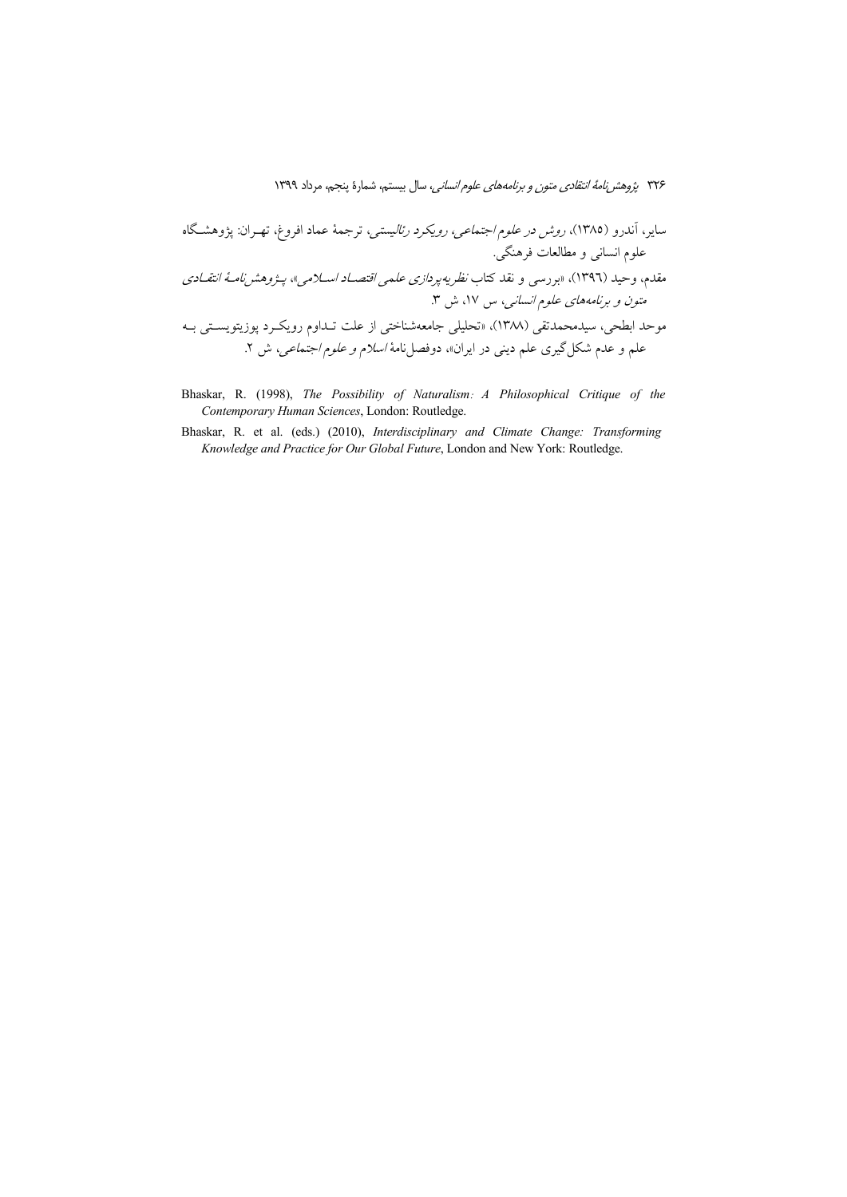سایر، آندرو (۱۳۸۵)، *روش در علوم اجتماعی، رویکرد رئالیستی*، ترجمهٔ عماد افروغ، تهـران: پژوهشـگاه علوم انسانی و مطالعات فرهنگی.

مقدم، وحید (۱۳۹٦)، «بررسی و نقد کتاب *نظریه‌پردازی علمی اقتصـاد اسـلامی*»، *پـژوهش‌نامـهٔ انتقـادی متون و برنامه‌های علوم انسانی*، س ۱۷، ش ۳.

موحد ابطحی، سیدمحمدتقی (۱۳۸۸)، «تحلیلی جامعه‌شناختی از علت تـداوم رویکـرد پوزیتویسـتی بـه علم و عدم شکل‌گیری علم دینی در ایران»، دوفصل‌نامهٔ *اسلام و علوم اجتماعی*، ش ۲.

Bhaskar, R. (1998), *The Possibility of Naturalism: A Philosophical Critique of the Contemporary Human Sciences*, London: Routledge.

Bhaskar, R. et al. (eds.) (2010), *Interdisciplinary and Climate Change: Transforming Knowledge and Practice for Our Global Future*, London and New York: Routledge.